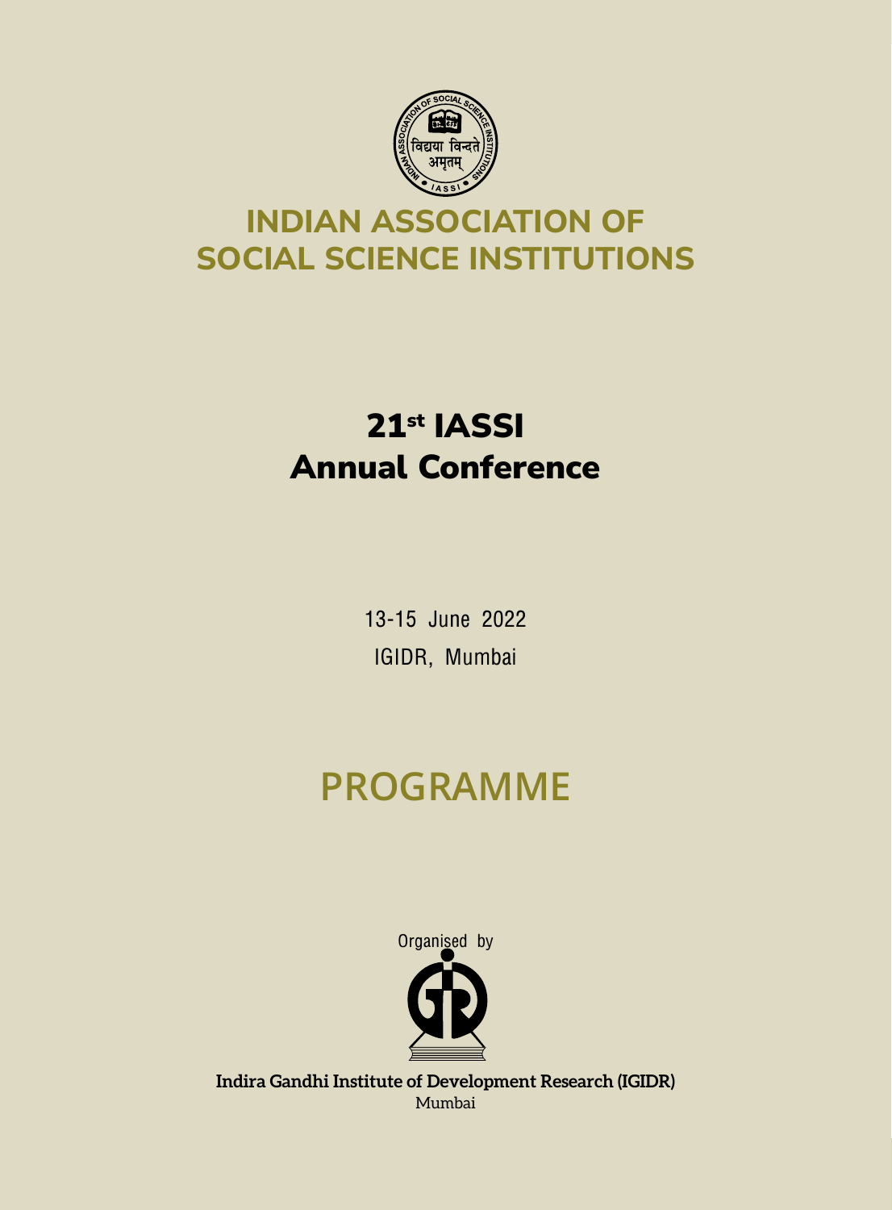# INDIAN ASSOCIATION OF SOCIAL SCIENCE INSTITUTIONS

## 21st IASSI Annual Conference

13-15 June 2022

IGIDR, Mumbai

# PROGRAMME

Organised by

**Indira Gandhi Institute of Development Research (IGIDR)**

Mumbai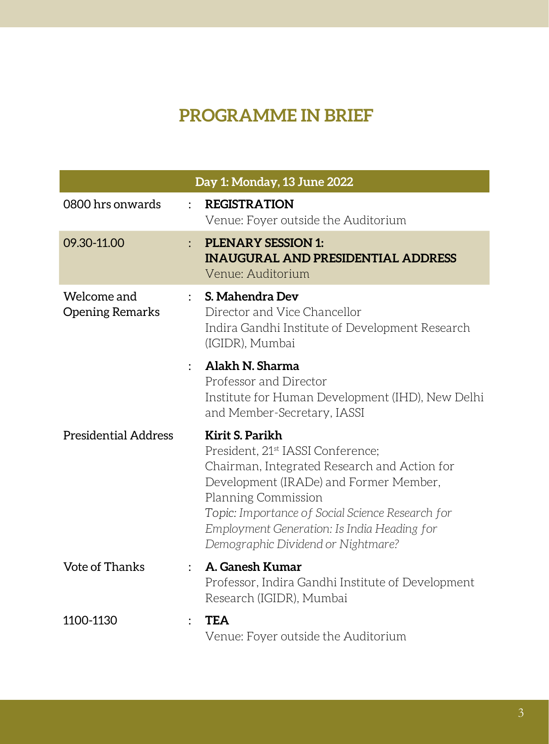# PROGRAMME IN BRIEF

| Day 1: Monday, 13 June 2022 | | |
|---|---|---|
| 0800 hrs onwards | : | **REGISTRATION**<br>Venue: Foyer outside the Auditorium |
| 09.30-11.00 | : | **PLENARY SESSION 1: INAUGURAL AND PRESIDENTIAL ADDRESS**<br>Venue: Auditorium |
| Welcome and Opening Remarks | : | **S. Mahendra Dev**<br>Director and Vice Chancellor<br>Indira Gandhi Institute of Development Research (IGIDR), Mumbai |
| | : | **Alakh N. Sharma**<br>Professor and Director<br>Institute for Human Development (IHD), New Delhi and Member-Secretary, IASSI |
| Presidential Address | | **Kirit S. Parikh**<br>President, 21st IASSI Conference;<br>Chairman, Integrated Research and Action for Development (IRADe) and Former Member, Planning Commission<br>*Topic: Importance of Social Science Research for Employment Generation: Is India Heading for Demographic Dividend or Nightmare?* |
| Vote of Thanks | : | **A. Ganesh Kumar**<br>Professor, Indira Gandhi Institute of Development Research (IGIDR), Mumbai |
| 1100-1130 | : | **TEA**<br>Venue: Foyer outside the Auditorium |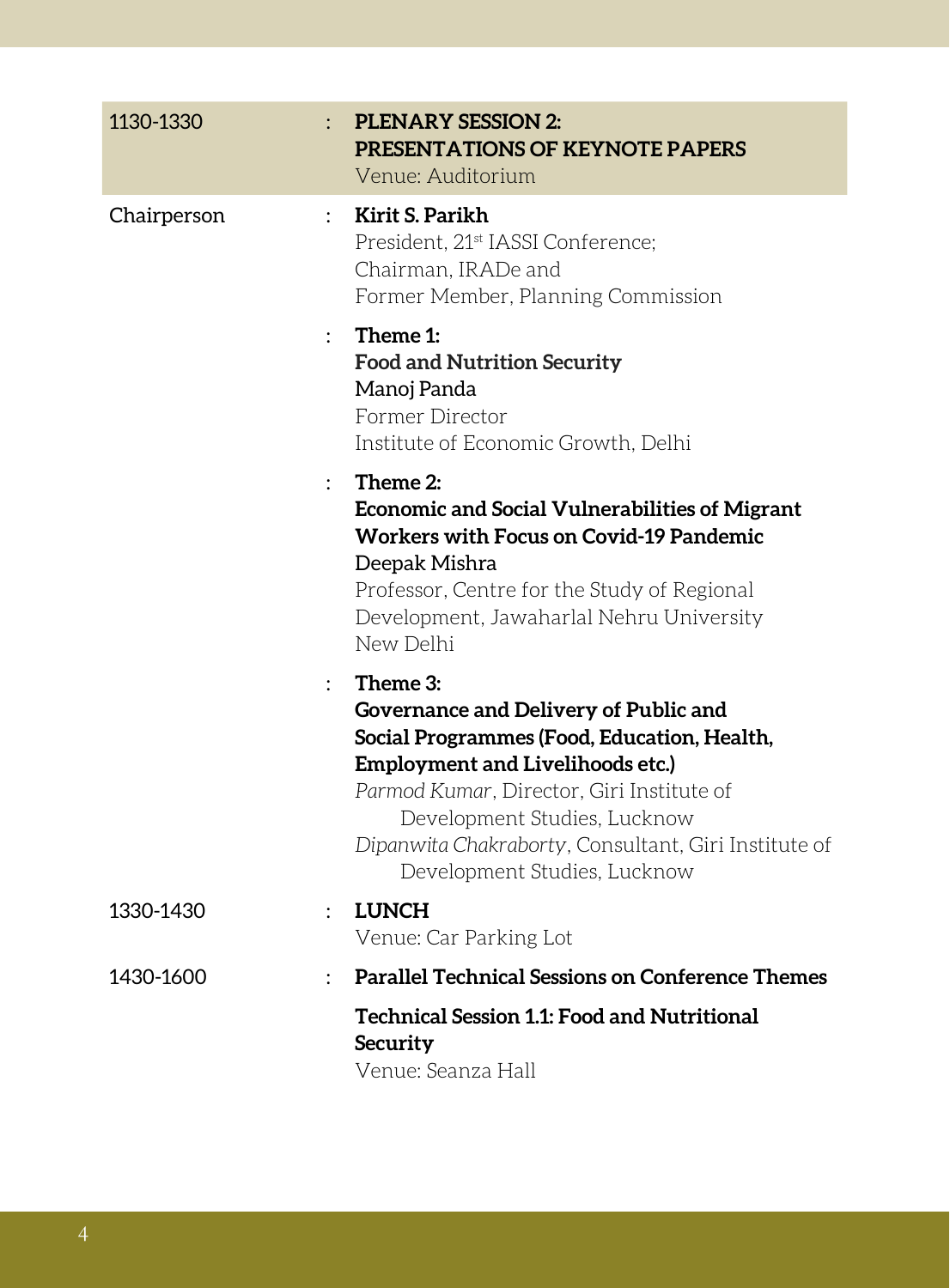| | | |
|---|---|---|
| 1130-1330 | : | **PLENARY SESSION 2: PRESENTATIONS OF KEYNOTE PAPERS**<br>Venue: Auditorium |
| Chairperson | : | **Kirit S. Parikh**<br>President, 21st IASSI Conference;<br>Chairman, IRADe and<br>Former Member, Planning Commission |
| | : | **Theme 1:**<br>**Food and Nutrition Security**<br>Manoj Panda<br>Former Director<br>Institute of Economic Growth, Delhi |
| | : | **Theme 2:**<br>**Economic and Social Vulnerabilities of Migrant Workers with Focus on Covid-19 Pandemic**<br>Deepak Mishra<br>Professor, Centre for the Study of Regional Development, Jawaharlal Nehru University<br>New Delhi |
| | : | **Theme 3:**<br>**Governance and Delivery of Public and Social Programmes (Food, Education, Health, Employment and Livelihoods etc.)**<br>*Parmod Kumar*, Director, Giri Institute of Development Studies, Lucknow<br>*Dipanwita Chakraborty*, Consultant, Giri Institute of Development Studies, Lucknow |
| 1330-1430 | : | **LUNCH**<br>Venue: Car Parking Lot |
| 1430-1600 | : | **Parallel Technical Sessions on Conference Themes**<br><br>**Technical Session 1.1: Food and Nutritional Security**<br>Venue: Seanza Hall |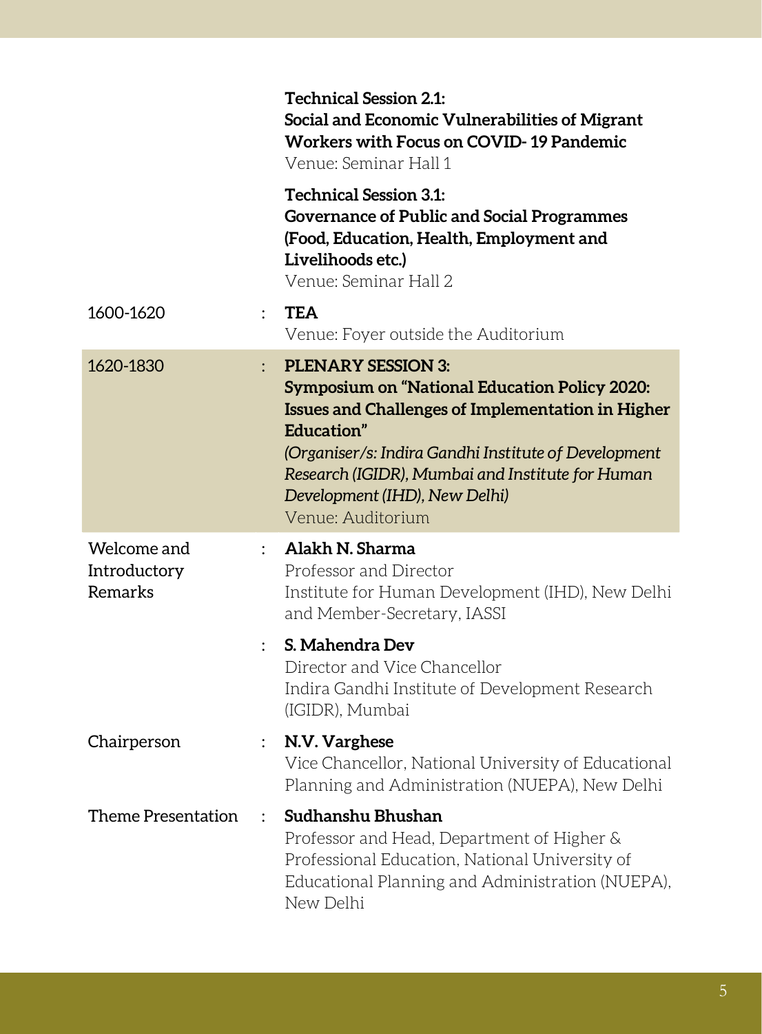| | | |
|---|---|---|
| | | **Technical Session 2.1:**<br>**Social and Economic Vulnerabilities of Migrant Workers with Focus on COVID- 19 Pandemic**<br>Venue: Seminar Hall 1 |
| | | **Technical Session 3.1:**<br>**Governance of Public and Social Programmes (Food, Education, Health, Employment and Livelihoods etc.)**<br>Venue: Seminar Hall 2 |
| 1600-1620 | : | **TEA**<br>Venue: Foyer outside the Auditorium |
| 1620-1830 | : | **PLENARY SESSION 3:**<br>**Symposium on "National Education Policy 2020: Issues and Challenges of Implementation in Higher Education"**<br>***(Organiser/s: Indira Gandhi Institute of Development Research (IGIDR), Mumbai and Institute for Human Development (IHD), New Delhi)***<br>Venue: Auditorium |
| Welcome and Introductory Remarks | : | **Alakh N. Sharma**<br>Professor and Director<br>Institute for Human Development (IHD), New Delhi and Member-Secretary, IASSI |
| | : | **S. Mahendra Dev**<br>Director and Vice Chancellor<br>Indira Gandhi Institute of Development Research (IGIDR), Mumbai |
| Chairperson | : | **N.V. Varghese**<br>Vice Chancellor, National University of Educational Planning and Administration (NUEPA), New Delhi |
| Theme Presentation | : | **Sudhanshu Bhushan**<br>Professor and Head, Department of Higher & Professional Education, National University of Educational Planning and Administration (NUEPA), New Delhi |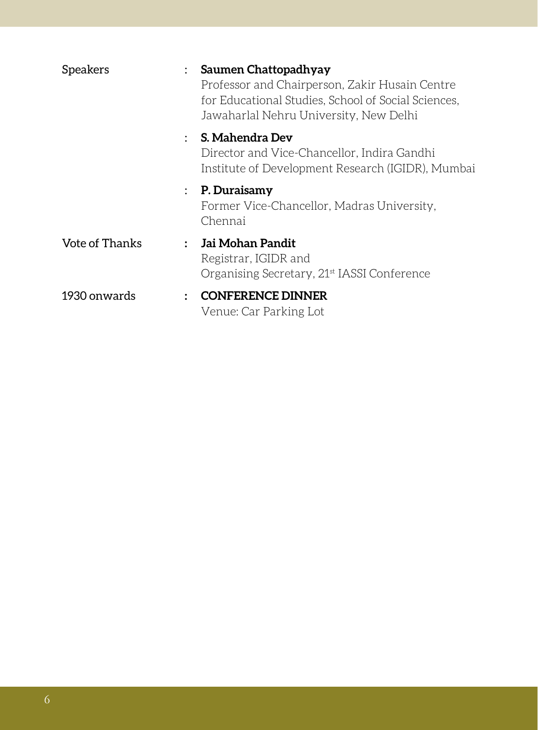Speakers : **Saumen Chattopadhyay**
Professor and Chairperson, Zakir Husain Centre for Educational Studies, School of Social Sciences, Jawaharlal Nehru University, New Delhi

: **S. Mahendra Dev**
Director and Vice-Chancellor, Indira Gandhi Institute of Development Research (IGIDR), Mumbai

: **P. Duraisamy**
Former Vice-Chancellor, Madras University, Chennai

Vote of Thanks : **Jai Mohan Pandit**
Registrar, IGIDR and
Organising Secretary, 21st IASSI Conference

1930 onwards : **CONFERENCE DINNER**
Venue: Car Parking Lot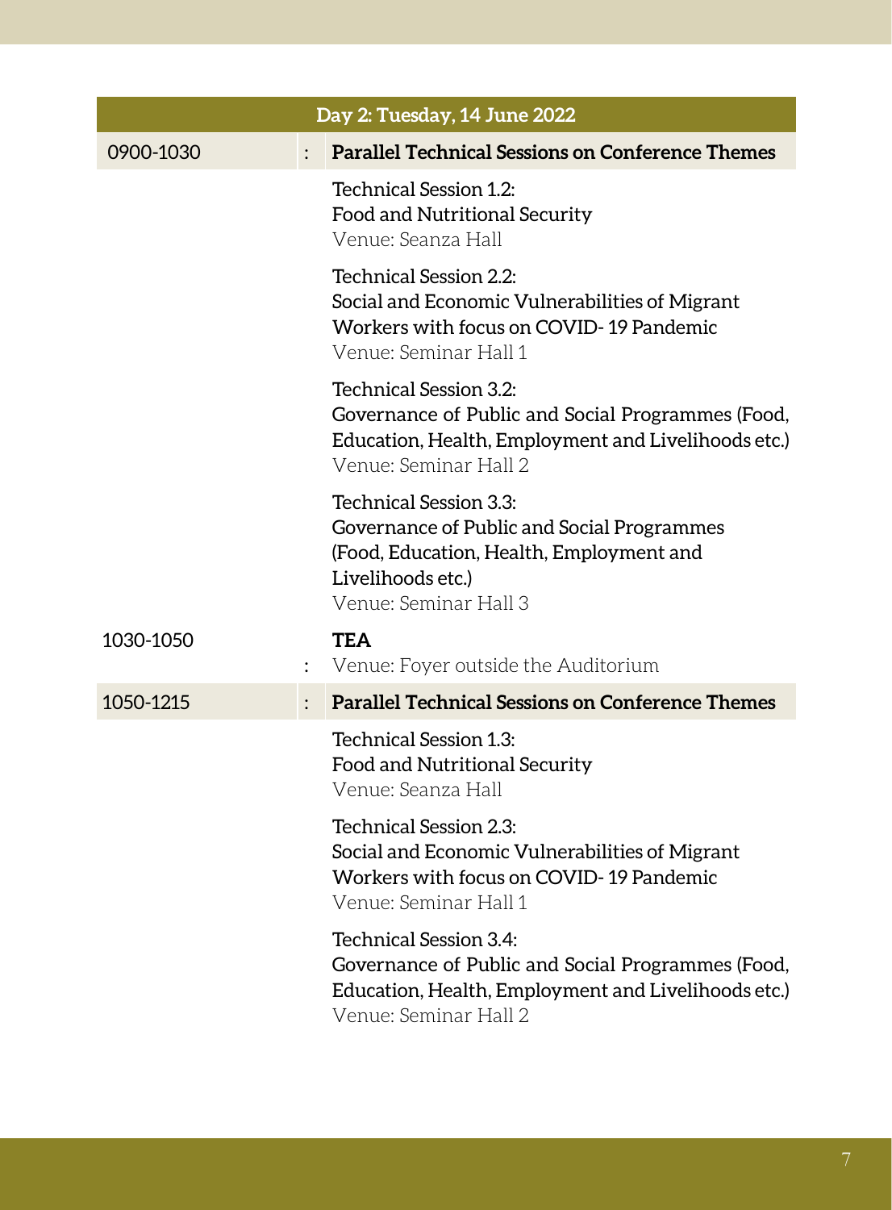| Day 2: Tuesday, 14 June 2022 | | |
|---|---|---|
| 0900-1030 | : | **Parallel Technical Sessions on Conference Themes** |
| | | Technical Session 1.2:<br>Food and Nutritional Security<br>Venue: Seanza Hall |
| | | Technical Session 2.2:<br>Social and Economic Vulnerabilities of Migrant Workers with focus on COVID- 19 Pandemic<br>Venue: Seminar Hall 1 |
| | | Technical Session 3.2:<br>Governance of Public and Social Programmes (Food, Education, Health, Employment and Livelihoods etc.)<br>Venue: Seminar Hall 2 |
| | | Technical Session 3.3:<br>Governance of Public and Social Programmes (Food, Education, Health, Employment and Livelihoods etc.)<br>Venue: Seminar Hall 3 |
| 1030-1050 | : | **TEA**<br>Venue: Foyer outside the Auditorium |
| 1050-1215 | : | **Parallel Technical Sessions on Conference Themes** |
| | | Technical Session 1.3:<br>Food and Nutritional Security<br>Venue: Seanza Hall |
| | | Technical Session 2.3:<br>Social and Economic Vulnerabilities of Migrant Workers with focus on COVID- 19 Pandemic<br>Venue: Seminar Hall 1 |
| | | Technical Session 3.4:<br>Governance of Public and Social Programmes (Food, Education, Health, Employment and Livelihoods etc.)<br>Venue: Seminar Hall 2 |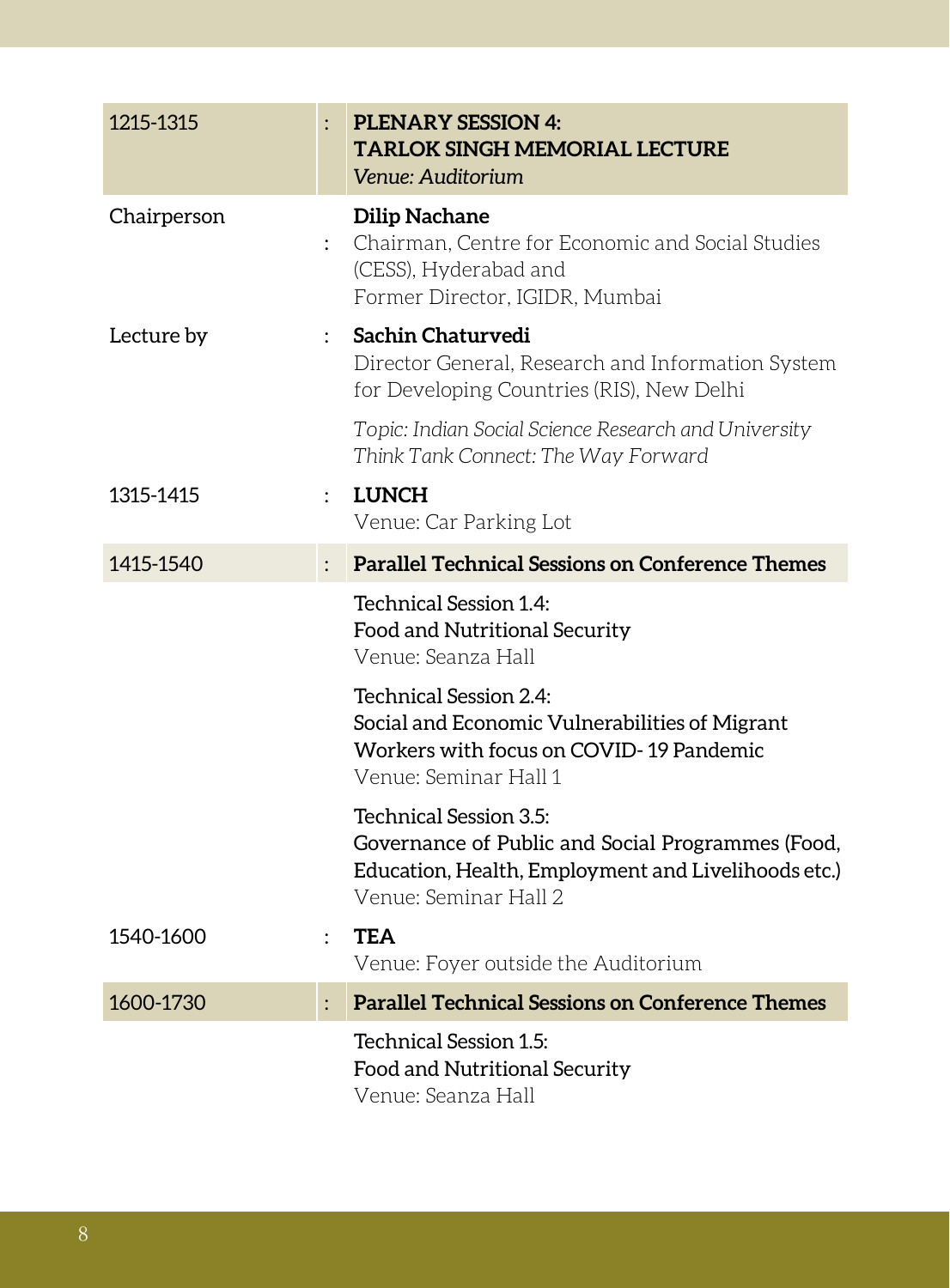| | | |
|---|---|---|
| 1215-1315 | : | **PLENARY SESSION 4: TARLOK SINGH MEMORIAL LECTURE**<br>*Venue: Auditorium* |
| Chairperson | : | **Dilip Nachane**<br>Chairman, Centre for Economic and Social Studies (CESS), Hyderabad and<br>Former Director, IGIDR, Mumbai |
| Lecture by | : | **Sachin Chaturvedi**<br>Director General, Research and Information System for Developing Countries (RIS), New Delhi<br><br>*Topic: Indian Social Science Research and University Think Tank Connect: The Way Forward* |
| 1315-1415 | : | **LUNCH**<br>Venue: Car Parking Lot |
| 1415-1540 | : | **Parallel Technical Sessions on Conference Themes** |
| | | Technical Session 1.4:<br>Food and Nutritional Security<br>Venue: Seanza Hall |
| | | Technical Session 2.4:<br>Social and Economic Vulnerabilities of Migrant Workers with focus on COVID- 19 Pandemic<br>Venue: Seminar Hall 1 |
| | | Technical Session 3.5:<br>Governance of Public and Social Programmes (Food, Education, Health, Employment and Livelihoods etc.)<br>Venue: Seminar Hall 2 |
| 1540-1600 | : | **TEA**<br>Venue: Foyer outside the Auditorium |
| 1600-1730 | : | **Parallel Technical Sessions on Conference Themes** |
| | | Technical Session 1.5:<br>Food and Nutritional Security<br>Venue: Seanza Hall |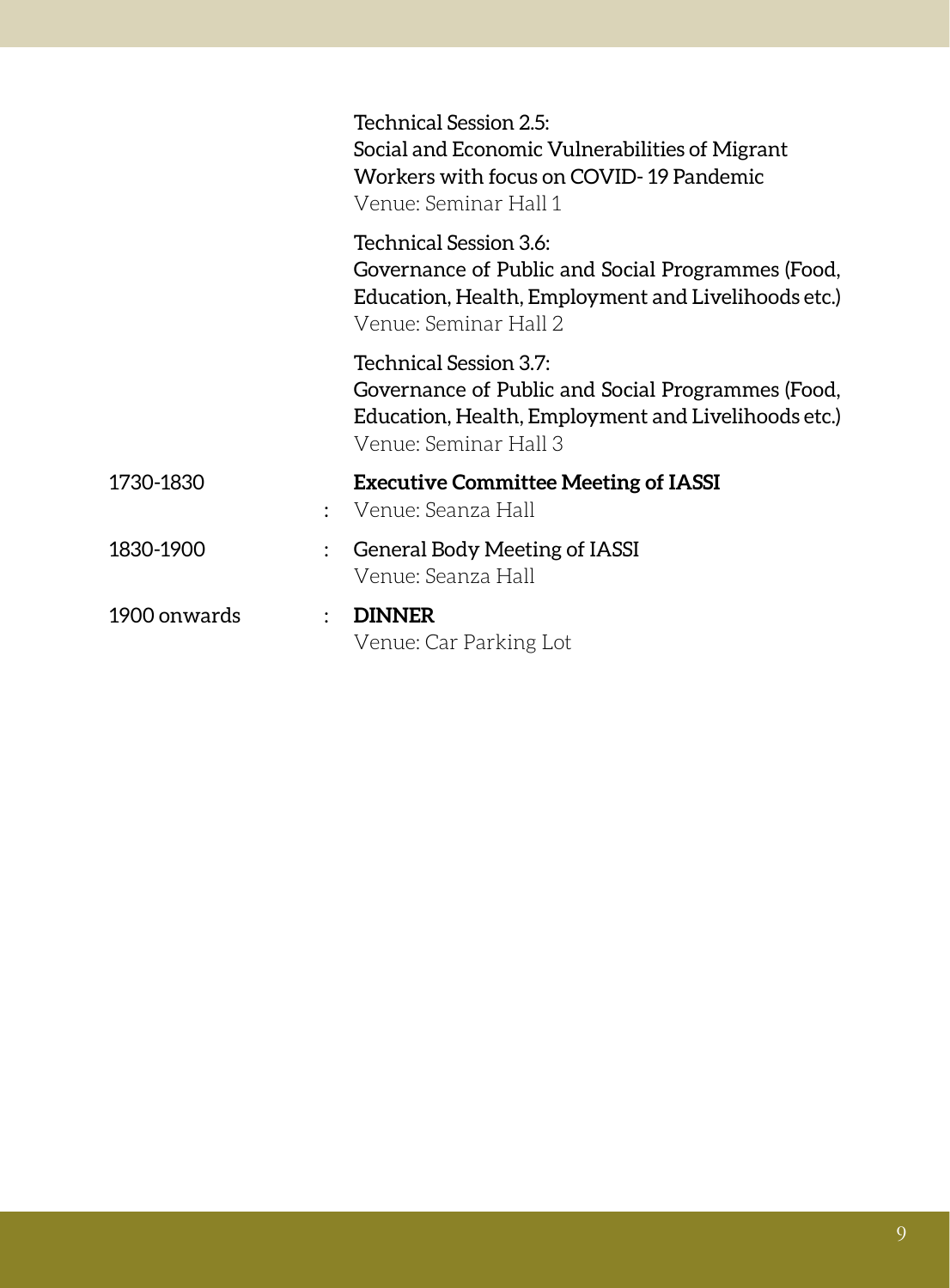| | | |
|---|---|---|
| | | Technical Session 2.5:<br>Social and Economic Vulnerabilities of Migrant Workers with focus on COVID- 19 Pandemic<br>Venue: Seminar Hall 1 |
| | | Technical Session 3.6:<br>Governance of Public and Social Programmes (Food, Education, Health, Employment and Livelihoods etc.)<br>Venue: Seminar Hall 2 |
| | | Technical Session 3.7:<br>Governance of Public and Social Programmes (Food, Education, Health, Employment and Livelihoods etc.)<br>Venue: Seminar Hall 3 |
| 1730-1830 | : | **Executive Committee Meeting of IASSI**<br>Venue: Seanza Hall |
| 1830-1900 | : | General Body Meeting of IASSI<br>Venue: Seanza Hall |
| 1900 onwards | : | **DINNER**<br>Venue: Car Parking Lot |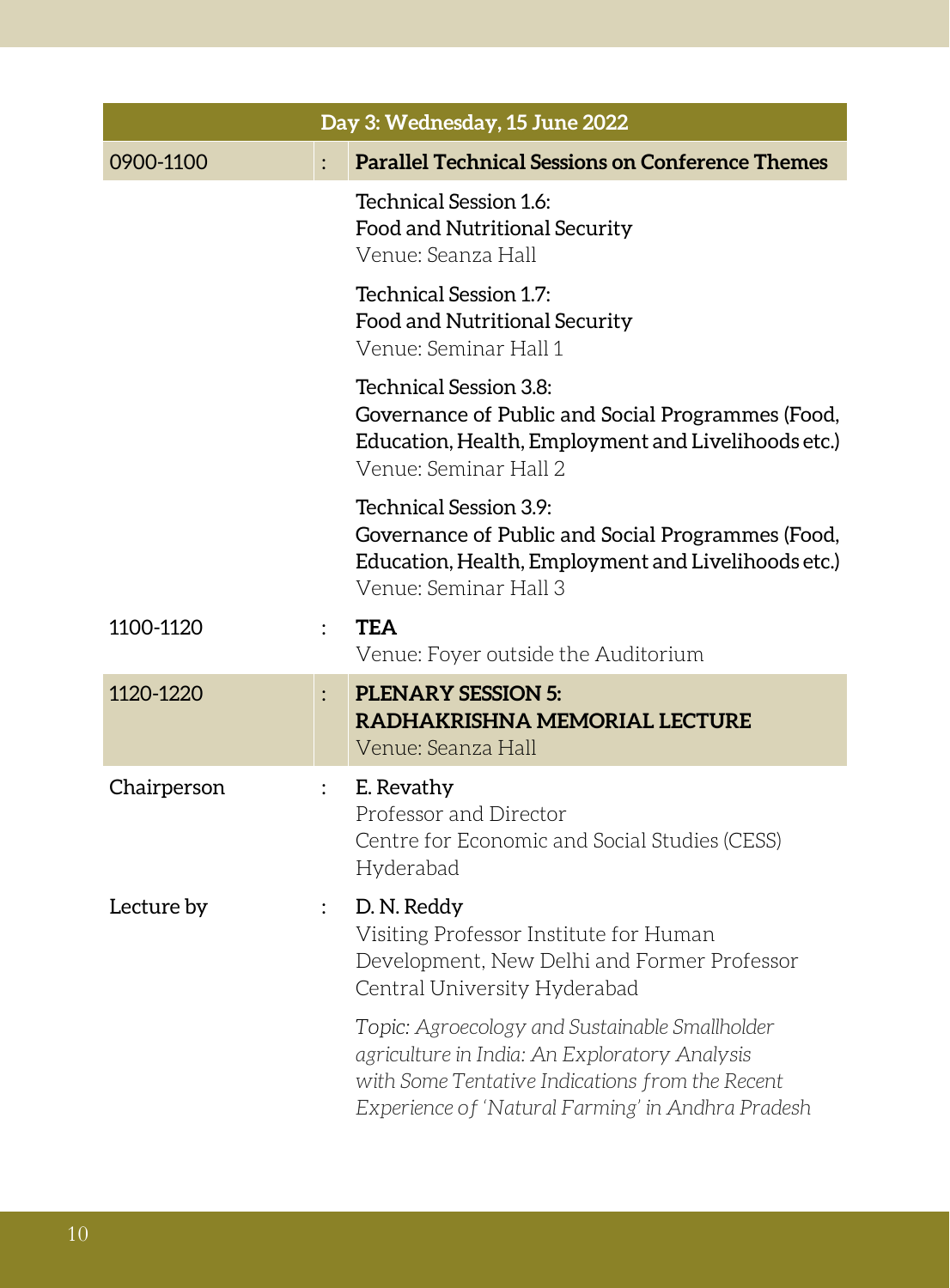| Day 3: Wednesday, 15 June 2022 | | |
|---|---|---|
| 0900-1100 | : | **Parallel Technical Sessions on Conference Themes** |
| | | Technical Session 1.6:<br>Food and Nutritional Security<br>Venue: Seanza Hall |
| | | Technical Session 1.7:<br>Food and Nutritional Security<br>Venue: Seminar Hall 1 |
| | | Technical Session 3.8:<br>Governance of Public and Social Programmes (Food, Education, Health, Employment and Livelihoods etc.)<br>Venue: Seminar Hall 2 |
| | | Technical Session 3.9:<br>Governance of Public and Social Programmes (Food, Education, Health, Employment and Livelihoods etc.)<br>Venue: Seminar Hall 3 |
| 1100-1120 | : | **TEA**<br>Venue: Foyer outside the Auditorium |
| 1120-1220 | : | **PLENARY SESSION 5:<br>RADHAKRISHNA MEMORIAL LECTURE**<br>Venue: Seanza Hall |
| Chairperson | : | E. Revathy<br>Professor and Director<br>Centre for Economic and Social Studies (CESS)<br>Hyderabad |
| Lecture by | : | D. N. Reddy<br>Visiting Professor Institute for Human Development, New Delhi and Former Professor Central University Hyderabad |
| | | Topic: *Agroecology and Sustainable Smallholder agriculture in India: An Exploratory Analysis with Some Tentative Indications from the Recent Experience of 'Natural Farming' in Andhra Pradesh* |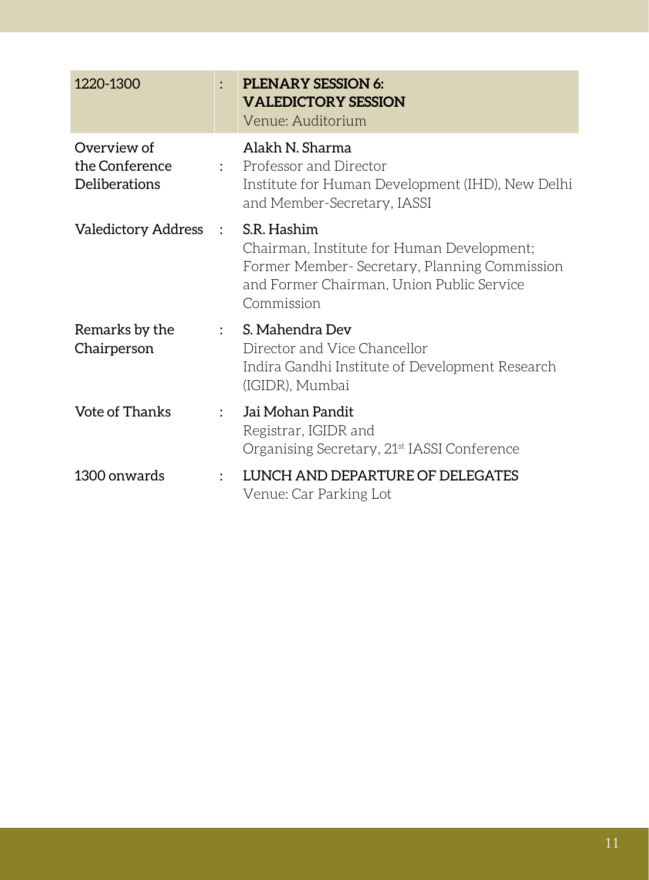| 1220-1300 | : | **PLENARY SESSION 6: VALEDICTORY SESSION**<br>Venue: Auditorium |
|---|---|---|
| Overview of the Conference Deliberations | : | Alakh N. Sharma<br>Professor and Director<br>Institute for Human Development (IHD), New Delhi and Member-Secretary, IASSI |
| Valedictory Address | : | S.R. Hashim<br>Chairman, Institute for Human Development; Former Member- Secretary, Planning Commission and Former Chairman, Union Public Service Commission |
| Remarks by the Chairperson | : | S. Mahendra Dev<br>Director and Vice Chancellor<br>Indira Gandhi Institute of Development Research (IGIDR), Mumbai |
| Vote of Thanks | : | Jai Mohan Pandit<br>Registrar, IGIDR and<br>Organising Secretary, 21st IASSI Conference |
| 1300 onwards | : | LUNCH AND DEPARTURE OF DELEGATES<br>Venue: Car Parking Lot |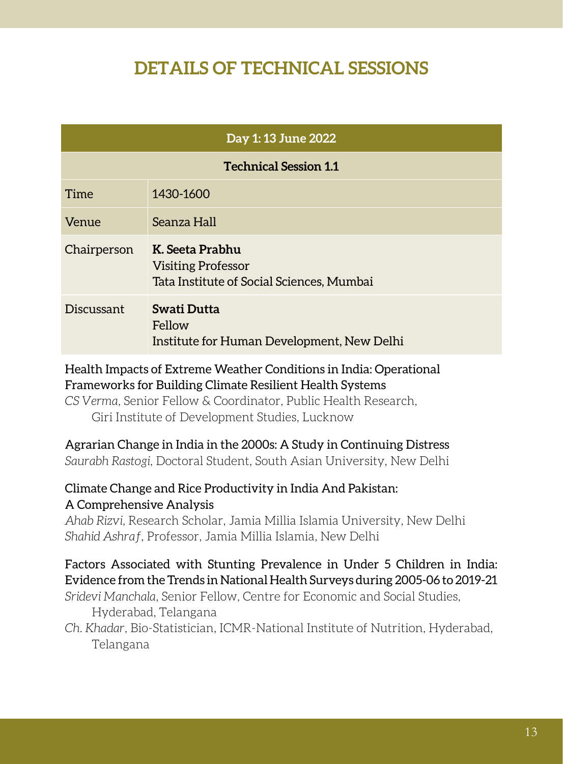# DETAILS OF TECHNICAL SESSIONS

| Day 1: 13 June 2022 | |
|---|---|
| **Technical Session 1.1** | |
| Time | 1430-1600 |
| Venue | Seanza Hall |
| Chairperson | **K. Seeta Prabhu**<br>Visiting Professor<br>Tata Institute of Social Sciences, Mumbai |
| Discussant | **Swati Dutta**<br>Fellow<br>Institute for Human Development, New Delhi |

Health Impacts of Extreme Weather Conditions in India: Operational Frameworks for Building Climate Resilient Health Systems
*CS Verma*, Senior Fellow & Coordinator, Public Health Research, Giri Institute of Development Studies, Lucknow

Agrarian Change in India in the 2000s: A Study in Continuing Distress
*Saurabh Rastogi*, Doctoral Student, South Asian University, New Delhi

Climate Change and Rice Productivity in India And Pakistan: A Comprehensive Analysis
*Ahab Rizvi*, Research Scholar, Jamia Millia Islamia University, New Delhi
*Shahid Ashraf*, Professor, Jamia Millia Islamia, New Delhi

Factors Associated with Stunting Prevalence in Under 5 Children in India: Evidence from the Trends in National Health Surveys during 2005-06 to 2019-21
*Sridevi Manchala*, Senior Fellow, Centre for Economic and Social Studies, Hyderabad, Telangana
*Ch. Khadar*, Bio-Statistician, ICMR-National Institute of Nutrition, Hyderabad, Telangana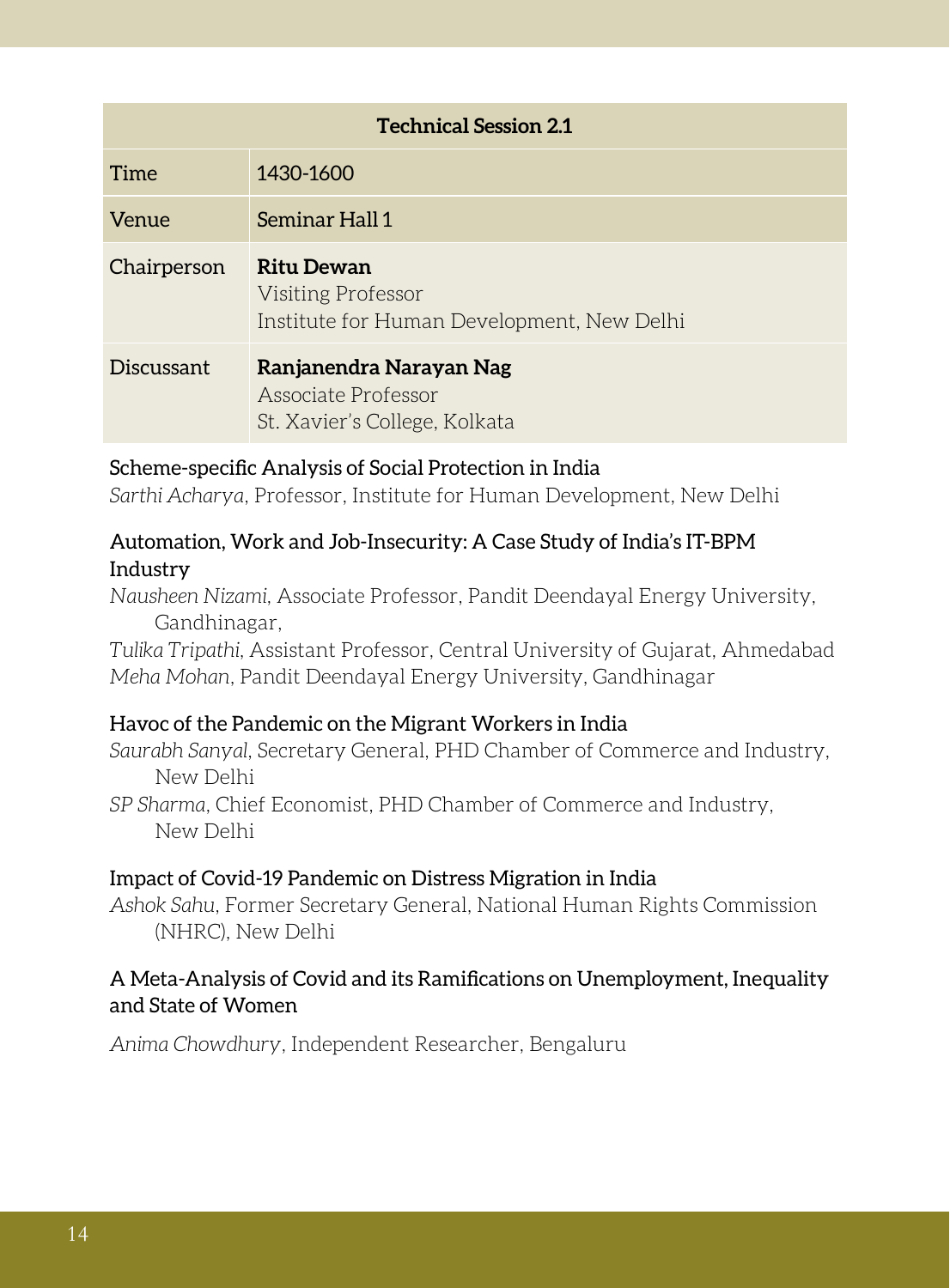| Technical Session 2.1 | |
|---|---|
| Time | 1430-1600 |
| Venue | Seminar Hall 1 |
| Chairperson | **Ritu Dewan**<br>Visiting Professor<br>Institute for Human Development, New Delhi |
| Discussant | **Ranjanendra Narayan Nag**<br>Associate Professor<br>St. Xavier's College, Kolkata |

**Scheme-specific Analysis of Social Protection in India**
*Sarthi Acharya*, Professor, Institute for Human Development, New Delhi

**Automation, Work and Job-Insecurity: A Case Study of India's IT-BPM Industry**
*Nausheen Nizami*, Associate Professor, Pandit Deendayal Energy University, Gandhinagar,
*Tulika Tripathi*, Assistant Professor, Central University of Gujarat, Ahmedabad
*Meha Mohan*, Pandit Deendayal Energy University, Gandhinagar

**Havoc of the Pandemic on the Migrant Workers in India**
*Saurabh Sanyal*, Secretary General, PHD Chamber of Commerce and Industry, New Delhi
*SP Sharma*, Chief Economist, PHD Chamber of Commerce and Industry, New Delhi

**Impact of Covid-19 Pandemic on Distress Migration in India**
*Ashok Sahu*, Former Secretary General, National Human Rights Commission (NHRC), New Delhi

**A Meta-Analysis of Covid and its Ramifications on Unemployment, Inequality and State of Women**
*Anima Chowdhury*, Independent Researcher, Bengaluru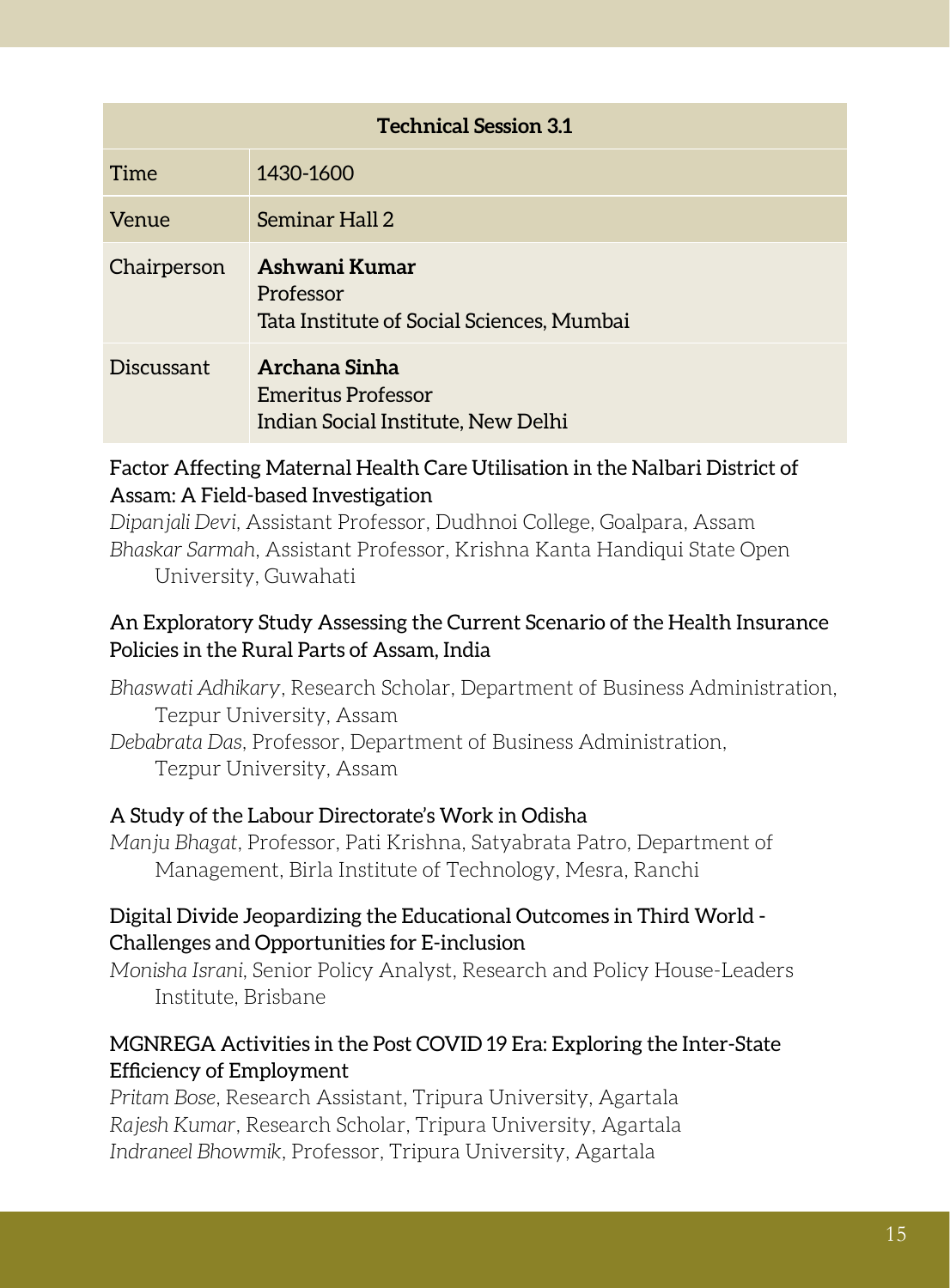| Technical Session 3.1 | |
|---|---|
| Time | 1430-1600 |
| Venue | Seminar Hall 2 |
| Chairperson | **Ashwani Kumar**<br>Professor<br>Tata Institute of Social Sciences, Mumbai |
| Discussant | **Archana Sinha**<br>Emeritus Professor<br>Indian Social Institute, New Delhi |

### Factor Affecting Maternal Health Care Utilisation in the Nalbari District of Assam: A Field-based Investigation

*Dipanjali Devi*, Assistant Professor, Dudhnoi College, Goalpara, Assam
*Bhaskar Sarmah*, Assistant Professor, Krishna Kanta Handiqui State Open University, Guwahati

### An Exploratory Study Assessing the Current Scenario of the Health Insurance Policies in the Rural Parts of Assam, India

*Bhaswati Adhikary*, Research Scholar, Department of Business Administration, Tezpur University, Assam
*Debabrata Das*, Professor, Department of Business Administration, Tezpur University, Assam

### A Study of the Labour Directorate's Work in Odisha

*Manju Bhagat*, Professor, Pati Krishna, Satyabrata Patro, Department of Management, Birla Institute of Technology, Mesra, Ranchi

### Digital Divide Jeopardizing the Educational Outcomes in Third World - Challenges and Opportunities for E-inclusion

*Monisha Israni*, Senior Policy Analyst, Research and Policy House-Leaders Institute, Brisbane

### MGNREGA Activities in the Post COVID 19 Era: Exploring the Inter-State Efficiency of Employment

*Pritam Bose*, Research Assistant, Tripura University, Agartala
*Rajesh Kumar*, Research Scholar, Tripura University, Agartala
*Indraneel Bhowmik*, Professor, Tripura University, Agartala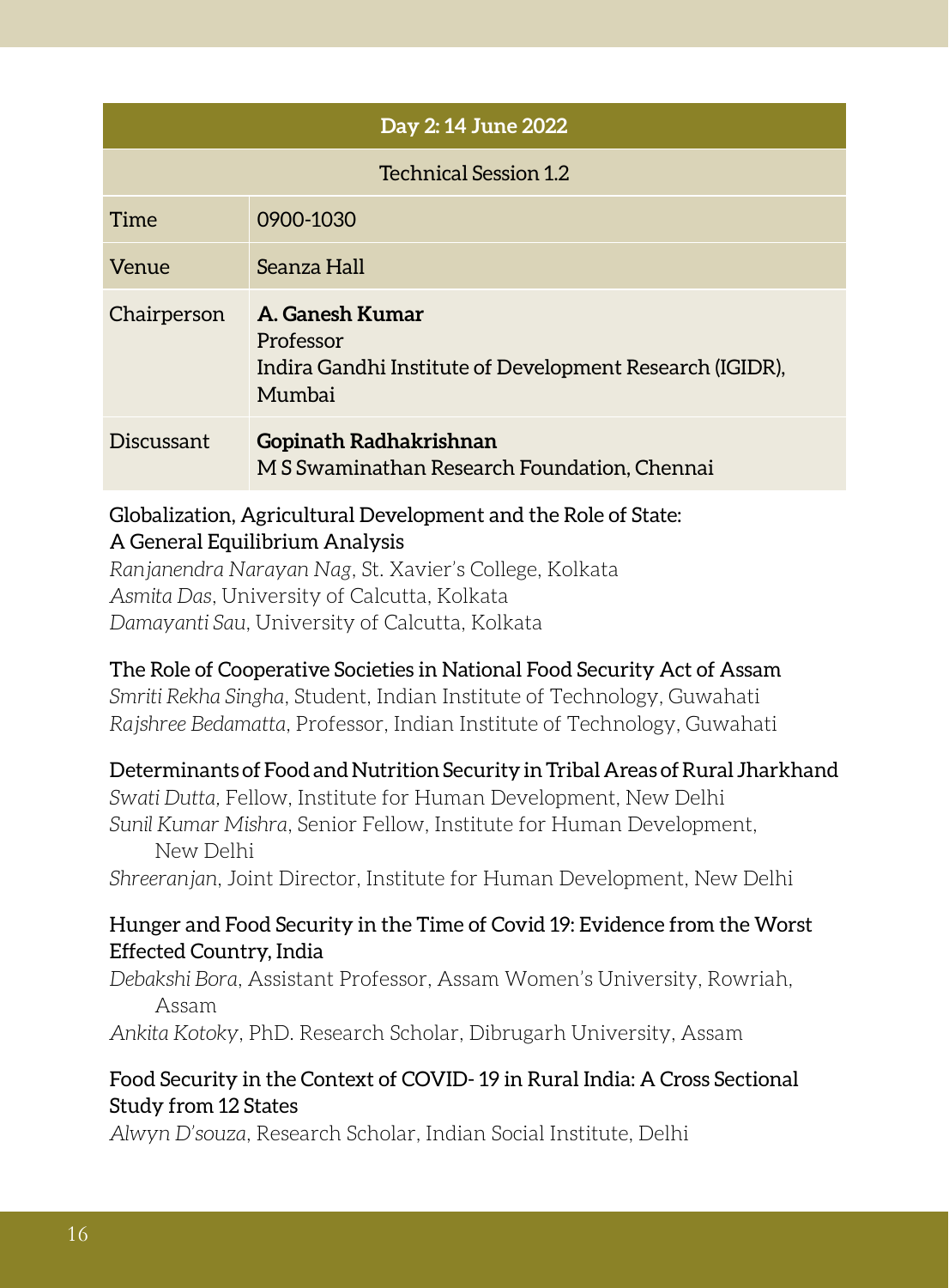| Day 2: 14 June 2022 | |
|---|---|
| Technical Session 1.2 | |
| Time | 0900-1030 |
| Venue | Seanza Hall |
| Chairperson | **A. Ganesh Kumar**<br>Professor<br>Indira Gandhi Institute of Development Research (IGIDR), Mumbai |
| Discussant | **Gopinath Radhakrishnan**<br>M S Swaminathan Research Foundation, Chennai |

Globalization, Agricultural Development and the Role of State: A General Equilibrium Analysis
*Ranjanendra Narayan Nag*, St. Xavier's College, Kolkata
*Asmita Das*, University of Calcutta, Kolkata
*Damayanti Sau*, University of Calcutta, Kolkata

The Role of Cooperative Societies in National Food Security Act of Assam
*Smriti Rekha Singha*, Student, Indian Institute of Technology, Guwahati
*Rajshree Bedamatta*, Professor, Indian Institute of Technology, Guwahati

Determinants of Food and Nutrition Security in Tribal Areas of Rural Jharkhand
*Swati Dutta,* Fellow, Institute for Human Development, New Delhi
*Sunil Kumar Mishra*, Senior Fellow, Institute for Human Development, New Delhi
*Shreeranjan*, Joint Director, Institute for Human Development, New Delhi

Hunger and Food Security in the Time of Covid 19: Evidence from the Worst Effected Country, India
*Debakshi Bora*, Assistant Professor, Assam Women's University, Rowriah, Assam
*Ankita Kotoky*, PhD. Research Scholar, Dibrugarh University, Assam

Food Security in the Context of COVID- 19 in Rural India: A Cross Sectional Study from 12 States
*Alwyn D'souza*, Research Scholar, Indian Social Institute, Delhi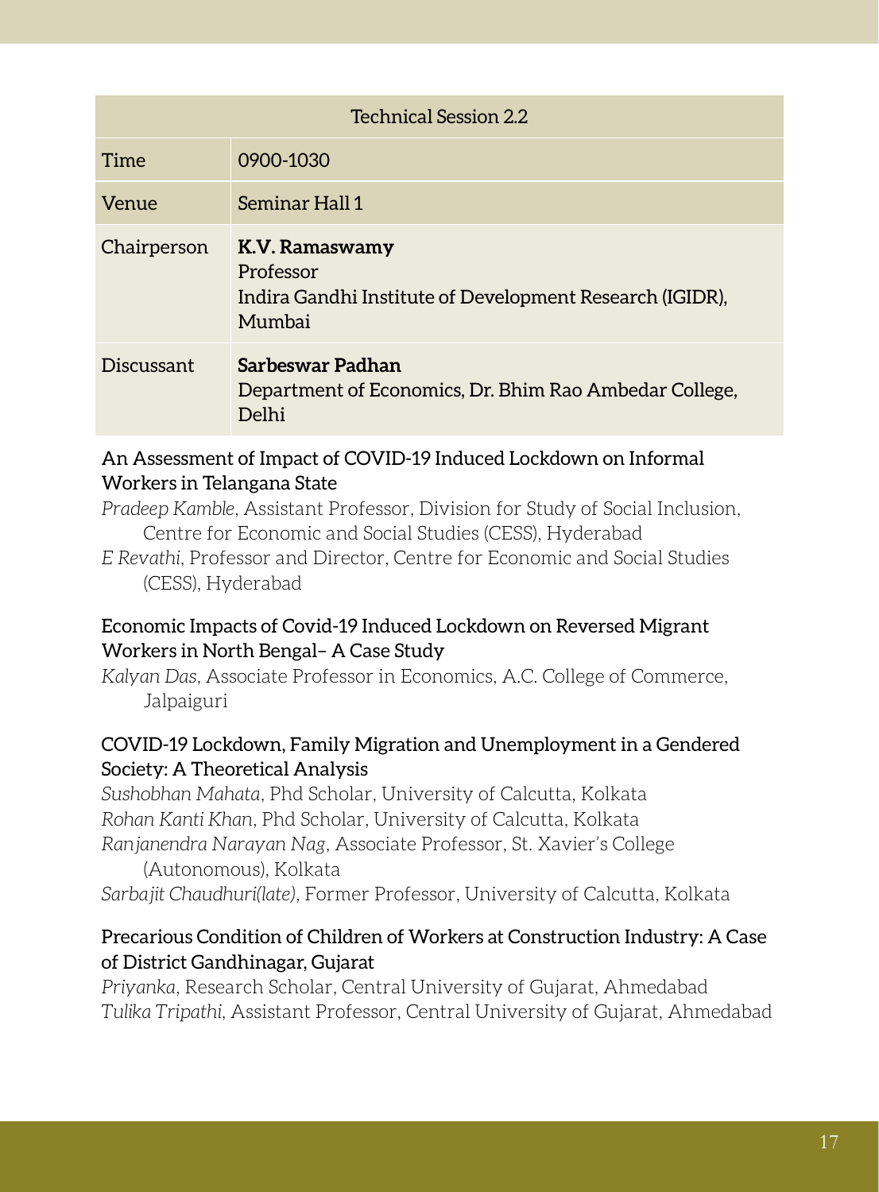| Technical Session 2.2 | |
|---|---|
| Time | 0900-1030 |
| Venue | Seminar Hall 1 |
| Chairperson | **K.V. Ramaswamy**<br>Professor<br>Indira Gandhi Institute of Development Research (IGIDR), Mumbai |
| Discussant | **Sarbeswar Padhan**<br>Department of Economics, Dr. Bhim Rao Ambedar College, Delhi |

### An Assessment of Impact of COVID-19 Induced Lockdown on Informal Workers in Telangana State

*Pradeep Kamble*, Assistant Professor, Division for Study of Social Inclusion, Centre for Economic and Social Studies (CESS), Hyderabad

*E Revathi*, Professor and Director, Centre for Economic and Social Studies (CESS), Hyderabad

### Economic Impacts of Covid-19 Induced Lockdown on Reversed Migrant Workers in North Bengal– A Case Study

*Kalyan Das*, Associate Professor in Economics, A.C. College of Commerce, Jalpaiguri

### COVID-19 Lockdown, Family Migration and Unemployment in a Gendered Society: A Theoretical Analysis

*Sushobhan Mahata*, Phd Scholar, University of Calcutta, Kolkata

*Rohan Kanti Khan*, Phd Scholar, University of Calcutta, Kolkata

*Ranjanendra Narayan Nag*, Associate Professor, St. Xavier's College (Autonomous), Kolkata

*Sarbajit Chaudhuri(late)*, Former Professor, University of Calcutta, Kolkata

### Precarious Condition of Children of Workers at Construction Industry: A Case of District Gandhinagar, Gujarat

*Priyanka*, Research Scholar, Central University of Gujarat, Ahmedabad

*Tulika Tripathi*, Assistant Professor, Central University of Gujarat, Ahmedabad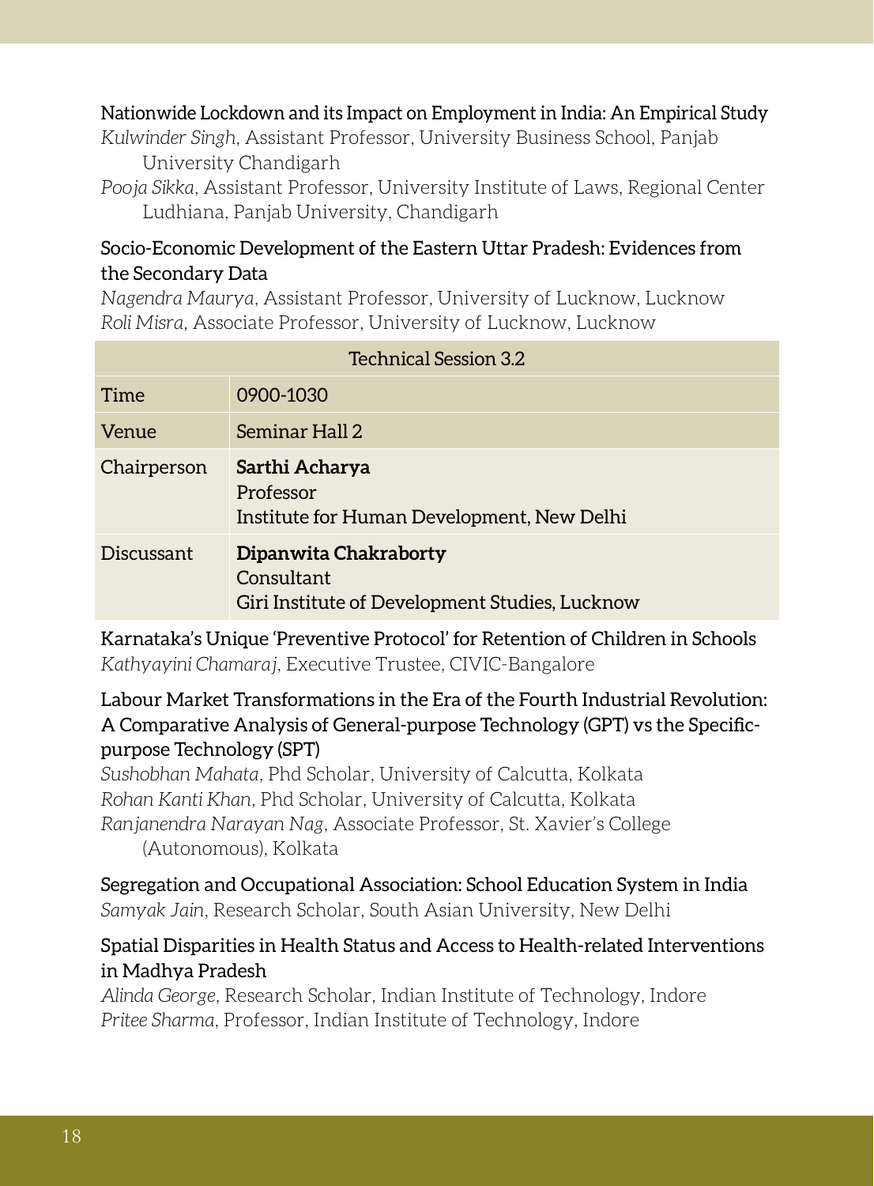Nationwide Lockdown and its Impact on Employment in India: An Empirical Study

*Kulwinder Singh*, Assistant Professor, University Business School, Panjab University Chandigarh

*Pooja Sikka*, Assistant Professor, University Institute of Laws, Regional Center Ludhiana, Panjab University, Chandigarh

Socio-Economic Development of the Eastern Uttar Pradesh: Evidences from the Secondary Data

*Nagendra Maurya*, Assistant Professor, University of Lucknow, Lucknow

*Roli Misra*, Associate Professor, University of Lucknow, Lucknow

| Technical Session 3.2 | |
|---|---|
| Time | 0900-1030 |
| Venue | Seminar Hall 2 |
| Chairperson | **Sarthi Acharya**<br>Professor<br>Institute for Human Development, New Delhi |
| Discussant | **Dipanwita Chakraborty**<br>Consultant<br>Giri Institute of Development Studies, Lucknow |

Karnataka's Unique 'Preventive Protocol' for Retention of Children in Schools

*Kathyayini Chamaraj*, Executive Trustee, CIVIC-Bangalore

Labour Market Transformations in the Era of the Fourth Industrial Revolution: A Comparative Analysis of General-purpose Technology (GPT) vs the Specific-purpose Technology (SPT)

*Sushobhan Mahata*, Phd Scholar, University of Calcutta, Kolkata

*Rohan Kanti Khan*, Phd Scholar, University of Calcutta, Kolkata

*Ranjanendra Narayan Nag*, Associate Professor, St. Xavier's College (Autonomous), Kolkata

Segregation and Occupational Association: School Education System in India

*Samyak Jain*, Research Scholar, South Asian University, New Delhi

Spatial Disparities in Health Status and Access to Health-related Interventions in Madhya Pradesh

*Alinda George*, Research Scholar, Indian Institute of Technology, Indore

*Pritee Sharma*, Professor, Indian Institute of Technology, Indore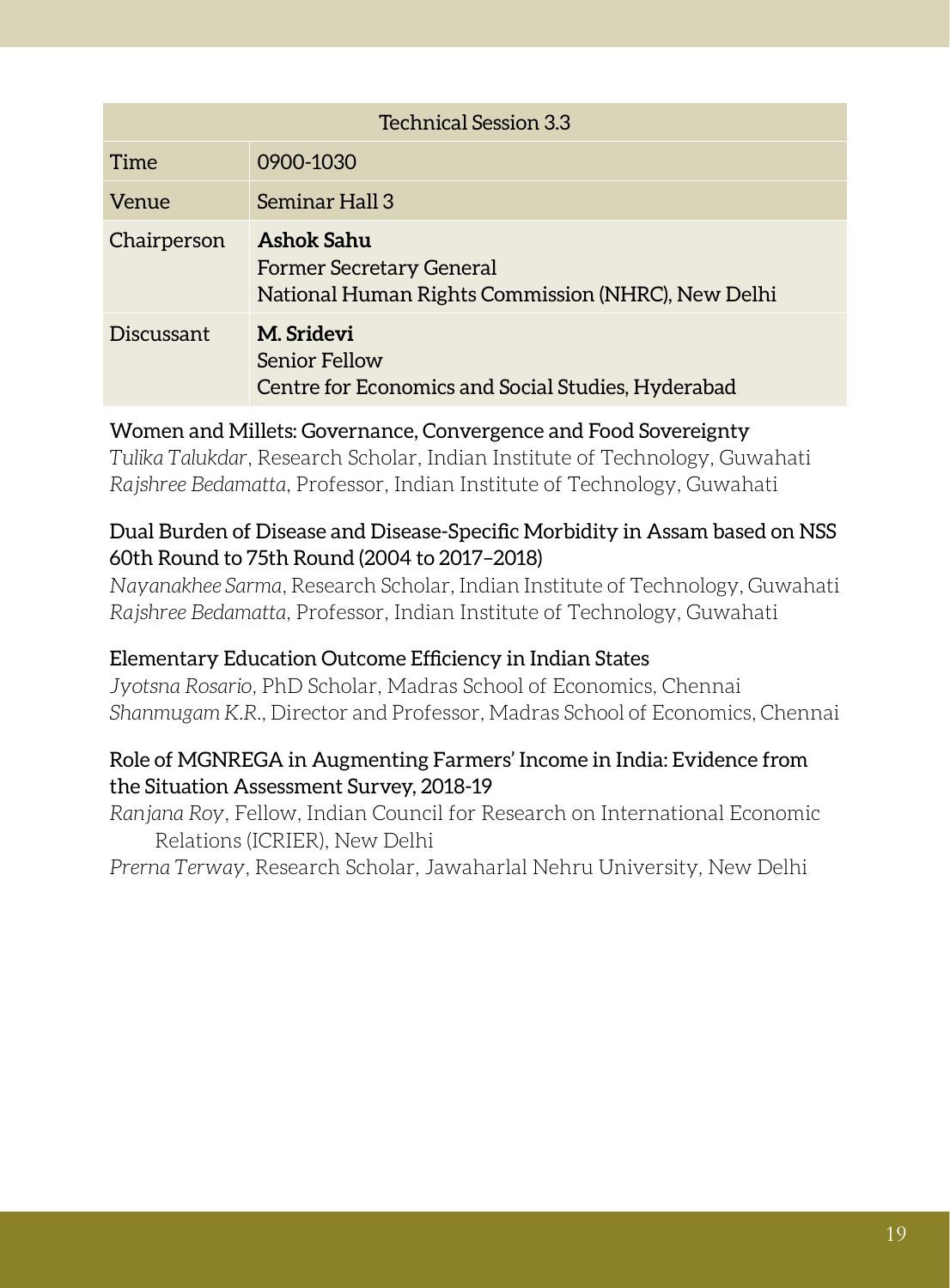| Technical Session 3.3 | |
|---|---|
| Time | 0900-1030 |
| Venue | Seminar Hall 3 |
| Chairperson | **Ashok Sahu**<br>Former Secretary General<br>National Human Rights Commission (NHRC), New Delhi |
| Discussant | **M. Sridevi**<br>Senior Fellow<br>Centre for Economics and Social Studies, Hyderabad |

Women and Millets: Governance, Convergence and Food Sovereignty
*Tulika Talukdar*, Research Scholar, Indian Institute of Technology, Guwahati
*Rajshree Bedamatta*, Professor, Indian Institute of Technology, Guwahati

Dual Burden of Disease and Disease-Specific Morbidity in Assam based on NSS 60th Round to 75th Round (2004 to 2017–2018)
*Nayanakhee Sarma*, Research Scholar, Indian Institute of Technology, Guwahati
*Rajshree Bedamatta*, Professor, Indian Institute of Technology, Guwahati

Elementary Education Outcome Efficiency in Indian States
*Jyotsna Rosario*, PhD Scholar, Madras School of Economics, Chennai
*Shanmugam K.R.*, Director and Professor, Madras School of Economics, Chennai

Role of MGNREGA in Augmenting Farmers' Income in India: Evidence from the Situation Assessment Survey, 2018-19
*Ranjana Roy*, Fellow, Indian Council for Research on International Economic Relations (ICRIER), New Delhi
*Prerna Terway*, Research Scholar, Jawaharlal Nehru University, New Delhi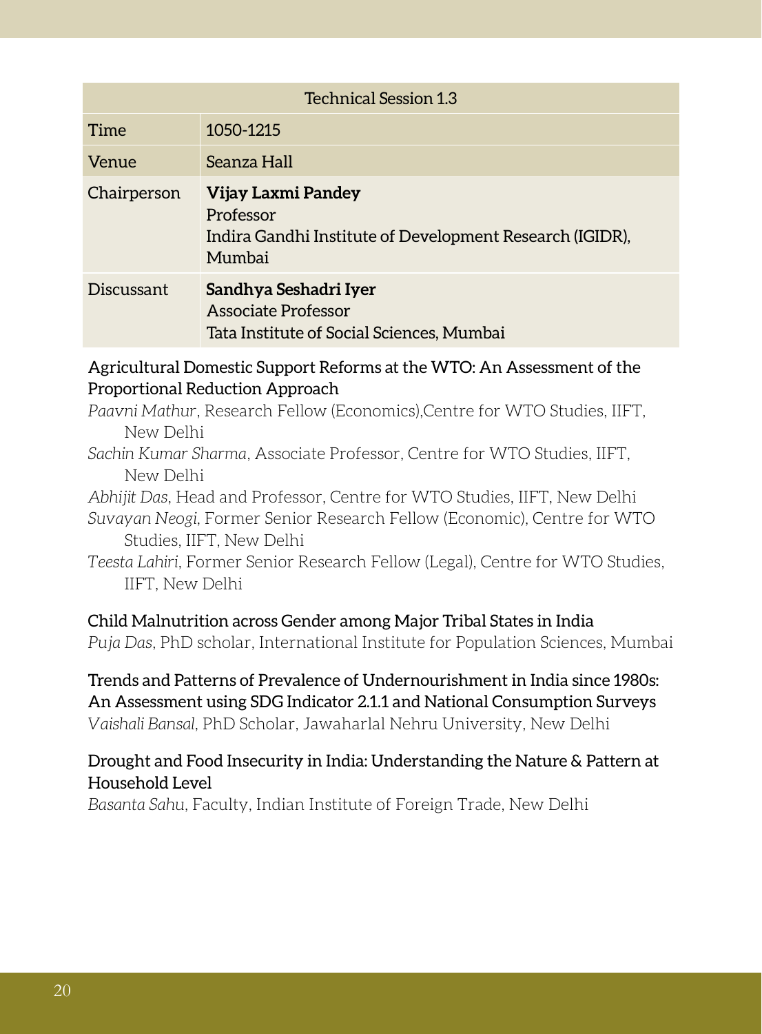| Technical Session 1.3 | |
|---|---|
| Time | 1050-1215 |
| Venue | Seanza Hall |
| Chairperson | **Vijay Laxmi Pandey**<br>Professor<br>Indira Gandhi Institute of Development Research (IGIDR), Mumbai |
| Discussant | **Sandhya Seshadri Iyer**<br>Associate Professor<br>Tata Institute of Social Sciences, Mumbai |

Agricultural Domestic Support Reforms at the WTO: An Assessment of the Proportional Reduction Approach

*Paavni Mathur*, Research Fellow (Economics),Centre for WTO Studies, IIFT, New Delhi

*Sachin Kumar Sharma*, Associate Professor, Centre for WTO Studies, IIFT, New Delhi

*Abhijit Das*, Head and Professor, Centre for WTO Studies, IIFT, New Delhi

*Suvayan Neogi*, Former Senior Research Fellow (Economic), Centre for WTO Studies, IIFT, New Delhi

*Teesta Lahiri*, Former Senior Research Fellow (Legal), Centre for WTO Studies, IIFT, New Delhi

Child Malnutrition across Gender among Major Tribal States in India

*Puja Das*, PhD scholar, International Institute for Population Sciences, Mumbai

Trends and Patterns of Prevalence of Undernourishment in India since 1980s: An Assessment using SDG Indicator 2.1.1 and National Consumption Surveys

*Vaishali Bansal*, PhD Scholar, Jawaharlal Nehru University, New Delhi

Drought and Food Insecurity in India: Understanding the Nature & Pattern at Household Level

*Basanta Sahu*, Faculty, Indian Institute of Foreign Trade, New Delhi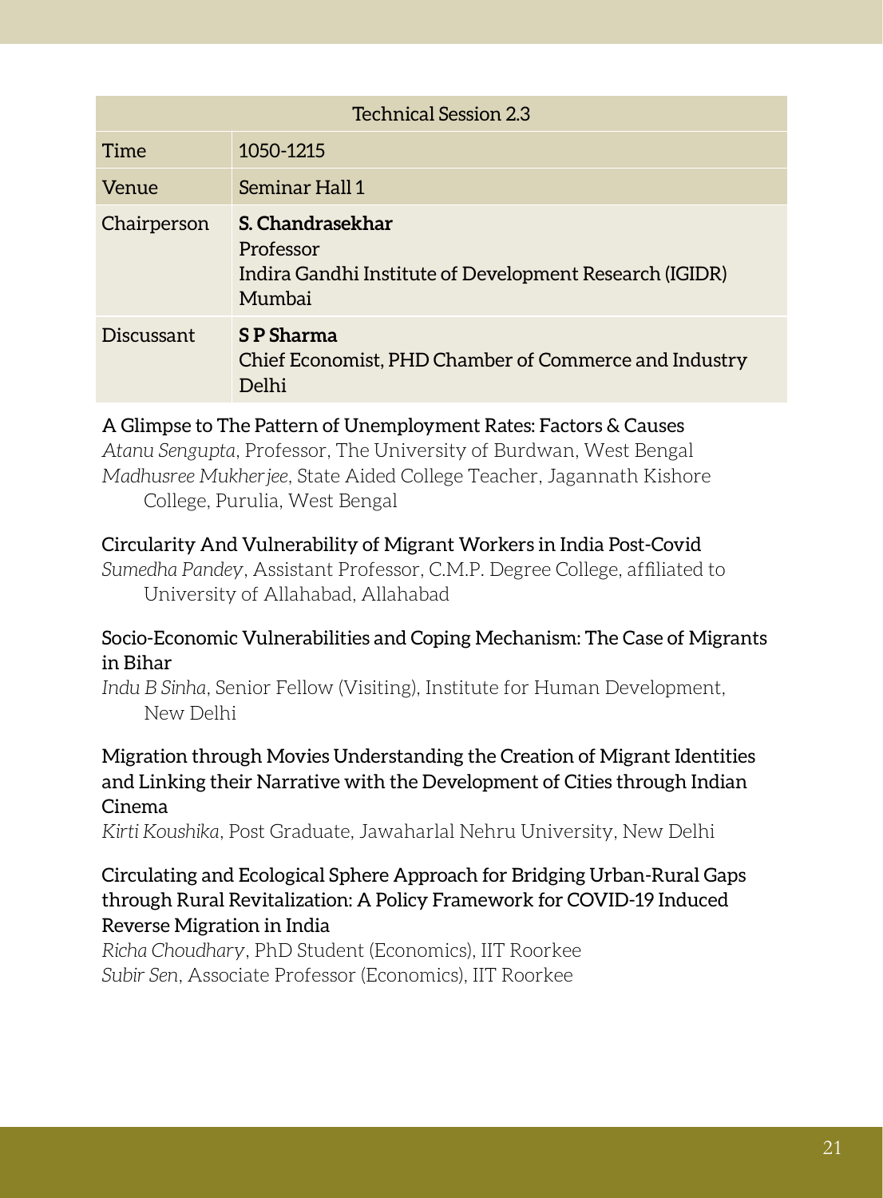| Technical Session 2.3 | |
|---|---|
| Time | 1050-1215 |
| Venue | Seminar Hall 1 |
| Chairperson | **S. Chandrasekhar**<br>Professor<br>Indira Gandhi Institute of Development Research (IGIDR)<br>Mumbai |
| Discussant | **S P Sharma**<br>Chief Economist, PHD Chamber of Commerce and Industry<br>Delhi |

A Glimpse to The Pattern of Unemployment Rates: Factors & Causes
*Atanu Sengupta*, Professor, The University of Burdwan, West Bengal
*Madhusree Mukherjee*, State Aided College Teacher, Jagannath Kishore College, Purulia, West Bengal

Circularity And Vulnerability of Migrant Workers in India Post-Covid
*Sumedha Pandey*, Assistant Professor, C.M.P. Degree College, affiliated to University of Allahabad, Allahabad

Socio-Economic Vulnerabilities and Coping Mechanism: The Case of Migrants in Bihar
*Indu B Sinha*, Senior Fellow (Visiting), Institute for Human Development, New Delhi

Migration through Movies Understanding the Creation of Migrant Identities and Linking their Narrative with the Development of Cities through Indian Cinema
*Kirti Koushika*, Post Graduate, Jawaharlal Nehru University, New Delhi

Circulating and Ecological Sphere Approach for Bridging Urban-Rural Gaps through Rural Revitalization: A Policy Framework for COVID-19 Induced Reverse Migration in India
*Richa Choudhary*, PhD Student (Economics), IIT Roorkee
*Subir Sen*, Associate Professor (Economics), IIT Roorkee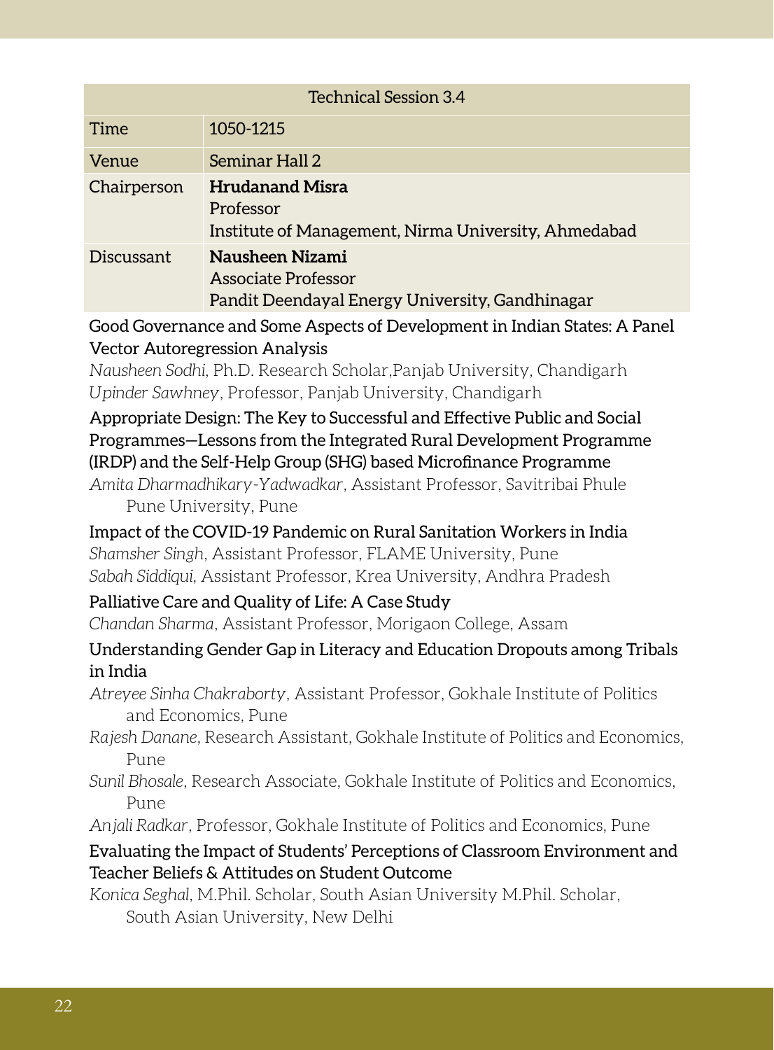| Technical Session 3.4 | |
|---|---|
| Time | 1050-1215 |
| Venue | Seminar Hall 2 |
| Chairperson | **Hrudanand Misra**<br>Professor<br>Institute of Management, Nirma University, Ahmedabad |
| Discussant | **Nausheen Nizami**<br>Associate Professor<br>Pandit Deendayal Energy University, Gandhinagar |

Good Governance and Some Aspects of Development in Indian States: A Panel Vector Autoregression Analysis

*Nausheen Sodhi*, Ph.D. Research Scholar,Panjab University, Chandigarh
*Upinder Sawhney*, Professor, Panjab University, Chandigarh

Appropriate Design: The Key to Successful and Effective Public and Social Programmes—Lessons from the Integrated Rural Development Programme (IRDP) and the Self-Help Group (SHG) based Microfinance Programme

*Amita Dharmadhikary-Yadwadkar*, Assistant Professor, Savitribai Phule Pune University, Pune

Impact of the COVID-19 Pandemic on Rural Sanitation Workers in India

*Shamsher Singh*, Assistant Professor, FLAME University, Pune
*Sabah Siddiqui*, Assistant Professor, Krea University, Andhra Pradesh

Palliative Care and Quality of Life: A Case Study

*Chandan Sharma*, Assistant Professor, Morigaon College, Assam

Understanding Gender Gap in Literacy and Education Dropouts among Tribals in India

*Atreyee Sinha Chakraborty*, Assistant Professor, Gokhale Institute of Politics and Economics, Pune
*Rajesh Danane*, Research Assistant, Gokhale Institute of Politics and Economics, Pune
*Sunil Bhosale*, Research Associate, Gokhale Institute of Politics and Economics, Pune
*Anjali Radkar*, Professor, Gokhale Institute of Politics and Economics, Pune

Evaluating the Impact of Students' Perceptions of Classroom Environment and Teacher Beliefs & Attitudes on Student Outcome

*Konica Seghal*, M.Phil. Scholar, South Asian University M.Phil. Scholar, South Asian University, New Delhi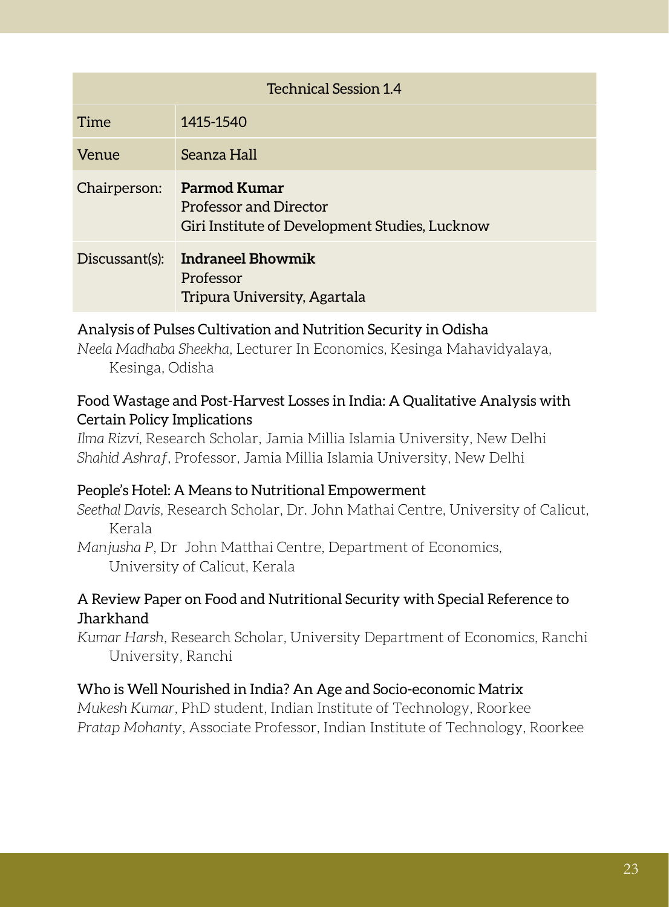| Technical Session 1.4 | |
|---|---|
| Time | 1415-1540 |
| Venue | Seanza Hall |
| Chairperson: | **Parmod Kumar**<br>Professor and Director<br>Giri Institute of Development Studies, Lucknow |
| Discussant(s): | **Indraneel Bhowmik**<br>Professor<br>Tripura University, Agartala |

Analysis of Pulses Cultivation and Nutrition Security in Odisha

*Neela Madhaba Sheekha*, Lecturer In Economics, Kesinga Mahavidyalaya, Kesinga, Odisha

Food Wastage and Post-Harvest Losses in India: A Qualitative Analysis with Certain Policy Implications

*Ilma Rizvi*, Research Scholar, Jamia Millia Islamia University, New Delhi
*Shahid Ashraf*, Professor, Jamia Millia Islamia University, New Delhi

People's Hotel: A Means to Nutritional Empowerment

*Seethal Davis*, Research Scholar, Dr. John Mathai Centre, University of Calicut, Kerala
*Manjusha P*, Dr John Matthai Centre, Department of Economics, University of Calicut, Kerala

A Review Paper on Food and Nutritional Security with Special Reference to Jharkhand

*Kumar Harsh*, Research Scholar, University Department of Economics, Ranchi University, Ranchi

Who is Well Nourished in India? An Age and Socio-economic Matrix

*Mukesh Kumar*, PhD student, Indian Institute of Technology, Roorkee
*Pratap Mohanty*, Associate Professor, Indian Institute of Technology, Roorkee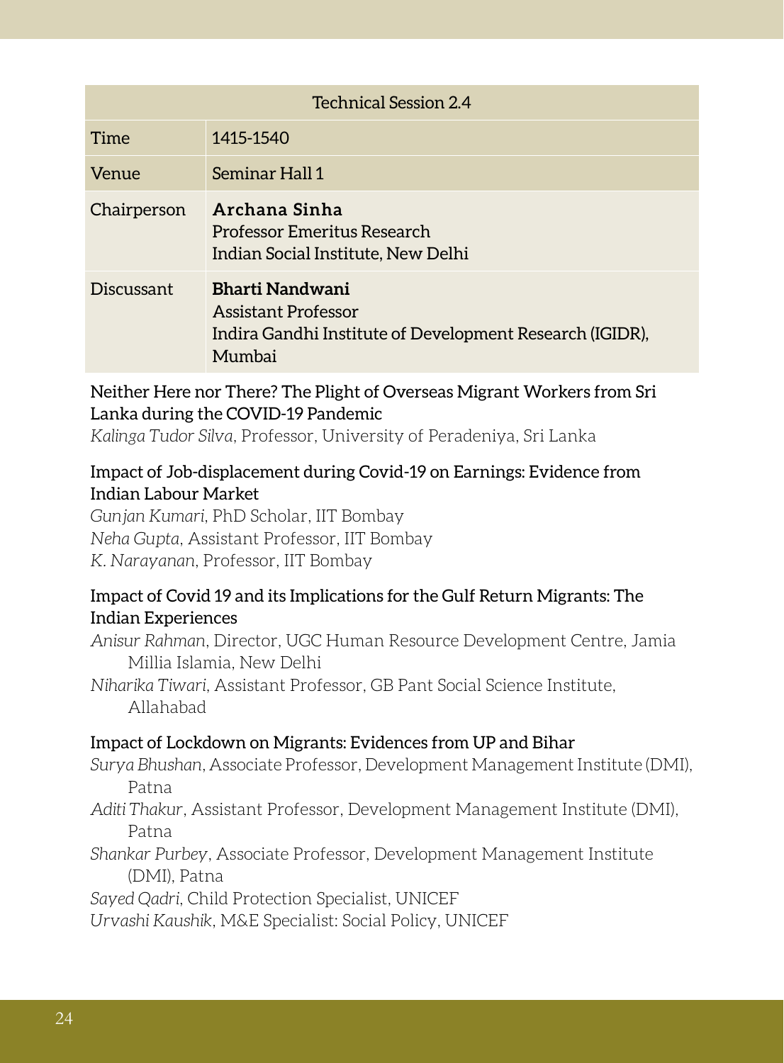| Technical Session 2.4 | |
|---|---|
| Time | 1415-1540 |
| Venue | Seminar Hall 1 |
| Chairperson | **Archana Sinha**<br>Professor Emeritus Research<br>Indian Social Institute, New Delhi |
| Discussant | **Bharti Nandwani**<br>Assistant Professor<br>Indira Gandhi Institute of Development Research (IGIDR), Mumbai |

**Neither Here nor There? The Plight of Overseas Migrant Workers from Sri Lanka during the COVID-19 Pandemic**

*Kalinga Tudor Silva*, Professor, University of Peradeniya, Sri Lanka

**Impact of Job-displacement during Covid-19 on Earnings: Evidence from Indian Labour Market**

*Gunjan Kumari*, PhD Scholar, IIT Bombay
*Neha Gupta*, Assistant Professor, IIT Bombay
*K. Narayanan*, Professor, IIT Bombay

**Impact of Covid 19 and its Implications for the Gulf Return Migrants: The Indian Experiences**

*Anisur Rahman*, Director, UGC Human Resource Development Centre, Jamia Millia Islamia, New Delhi
*Niharika Tiwari*, Assistant Professor, GB Pant Social Science Institute, Allahabad

**Impact of Lockdown on Migrants: Evidences from UP and Bihar**

*Surya Bhushan*, Associate Professor, Development Management Institute (DMI), Patna
*Aditi Thakur*, Assistant Professor, Development Management Institute (DMI), Patna
*Shankar Purbey*, Associate Professor, Development Management Institute (DMI), Patna
*Sayed Qadri*, Child Protection Specialist, UNICEF
*Urvashi Kaushik*, M&E Specialist: Social Policy, UNICEF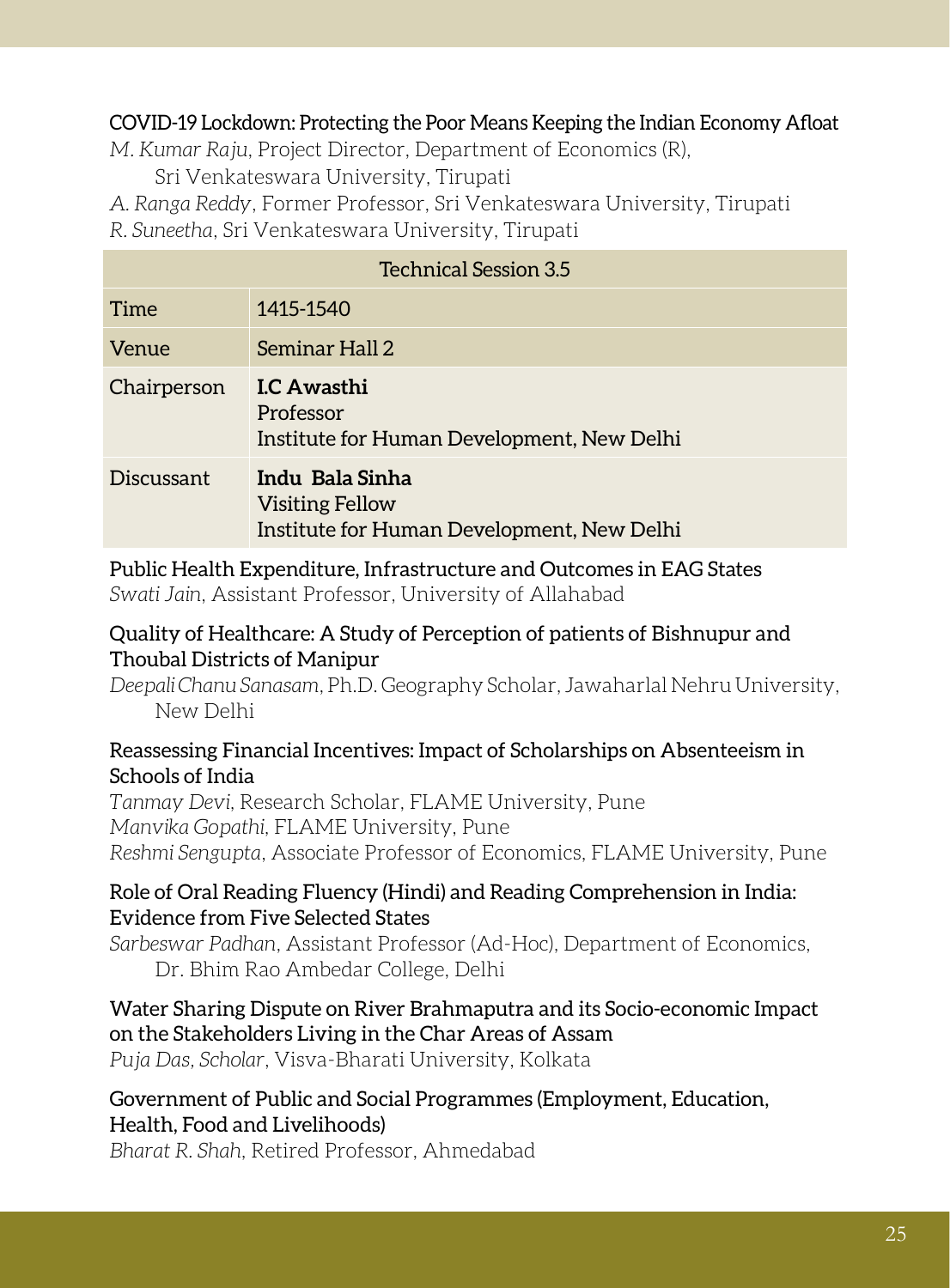COVID-19 Lockdown: Protecting the Poor Means Keeping the Indian Economy Afloat
*M. Kumar Raju*, Project Director, Department of Economics (R), Sri Venkateswara University, Tirupati
*A. Ranga Reddy*, Former Professor, Sri Venkateswara University, Tirupati
*R. Suneetha*, Sri Venkateswara University, Tirupati

| Technical Session 3.5 | |
|---|---|
| Time | 1415-1540 |
| Venue | Seminar Hall 2 |
| Chairperson | **I.C Awasthi**<br>Professor<br>Institute for Human Development, New Delhi |
| Discussant | **Indu Bala Sinha**<br>Visiting Fellow<br>Institute for Human Development, New Delhi |

Public Health Expenditure, Infrastructure and Outcomes in EAG States
*Swati Jain*, Assistant Professor, University of Allahabad

Quality of Healthcare: A Study of Perception of patients of Bishnupur and Thoubal Districts of Manipur
*Deepali Chanu Sanasam*, Ph.D. Geography Scholar, Jawaharlal Nehru University, New Delhi

Reassessing Financial Incentives: Impact of Scholarships on Absenteeism in Schools of India
*Tanmay Devi*, Research Scholar, FLAME University, Pune
*Manvika Gopathi*, FLAME University, Pune
*Reshmi Sengupta*, Associate Professor of Economics, FLAME University, Pune

Role of Oral Reading Fluency (Hindi) and Reading Comprehension in India: Evidence from Five Selected States
*Sarbeswar Padhan*, Assistant Professor (Ad-Hoc), Department of Economics, Dr. Bhim Rao Ambedar College, Delhi

Water Sharing Dispute on River Brahmaputra and its Socio-economic Impact on the Stakeholders Living in the Char Areas of Assam
*Puja Das, Scholar*, Visva-Bharati University, Kolkata

Government of Public and Social Programmes (Employment, Education, Health, Food and Livelihoods)
*Bharat R. Shah*, Retired Professor, Ahmedabad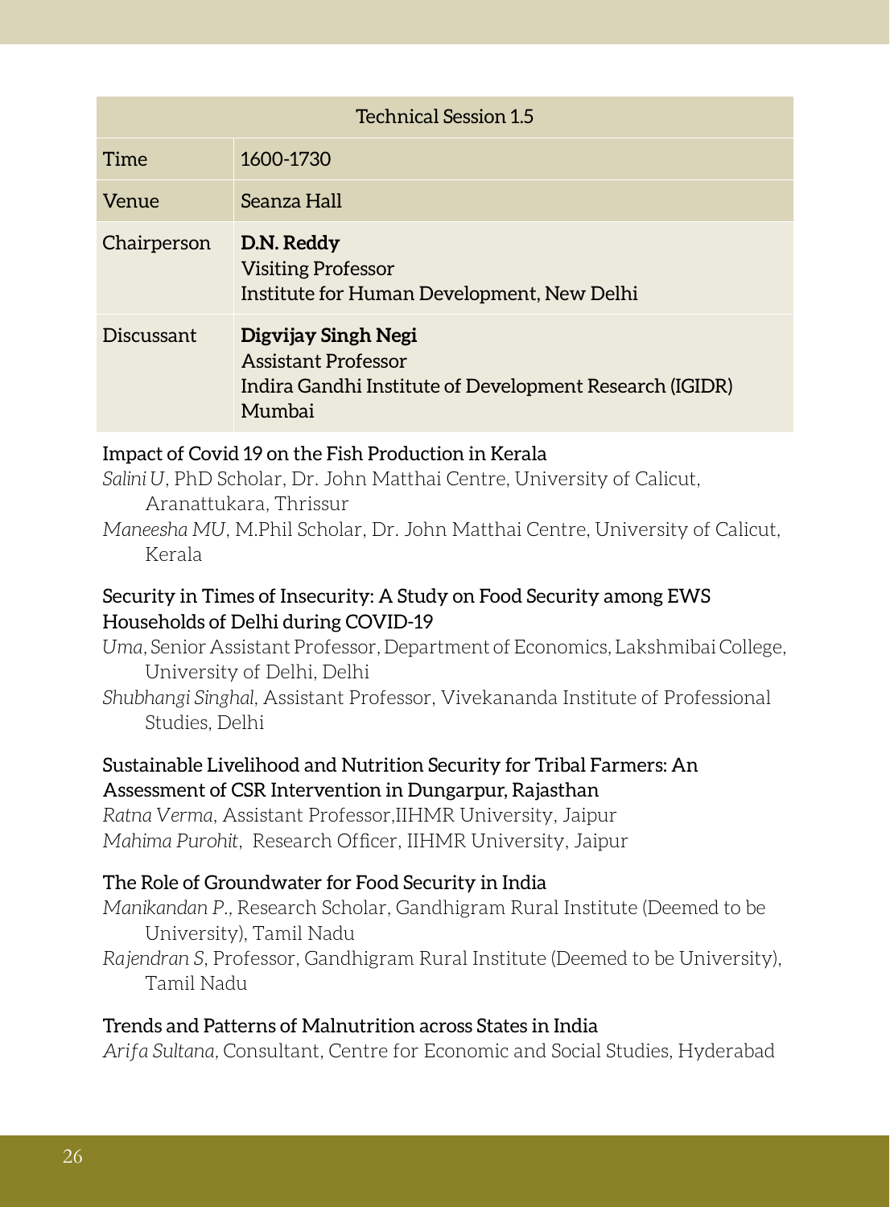| Technical Session 1.5 | |
|---|---|
| Time | 1600-1730 |
| Venue | Seanza Hall |
| Chairperson | **D.N. Reddy**<br>Visiting Professor<br>Institute for Human Development, New Delhi |
| Discussant | **Digvijay Singh Negi**<br>Assistant Professor<br>Indira Gandhi Institute of Development Research (IGIDR) Mumbai |

Impact of Covid 19 on the Fish Production in Kerala

*Salini U*, PhD Scholar, Dr. John Matthai Centre, University of Calicut, Aranattukara, Thrissur

*Maneesha MU*, M.Phil Scholar, Dr. John Matthai Centre, University of Calicut, Kerala

Security in Times of Insecurity: A Study on Food Security among EWS Households of Delhi during COVID-19

*Uma*, Senior Assistant Professor, Department of Economics, Lakshmibai College, University of Delhi, Delhi

*Shubhangi Singhal*, Assistant Professor, Vivekananda Institute of Professional Studies, Delhi

Sustainable Livelihood and Nutrition Security for Tribal Farmers: An Assessment of CSR Intervention in Dungarpur, Rajasthan

*Ratna Verma*, Assistant Professor,IIHMR University, Jaipur

*Mahima Purohit*, Research Officer, IIHMR University, Jaipur

The Role of Groundwater for Food Security in India

*Manikandan P.*, Research Scholar, Gandhigram Rural Institute (Deemed to be University), Tamil Nadu

*Rajendran S*, Professor, Gandhigram Rural Institute (Deemed to be University), Tamil Nadu

Trends and Patterns of Malnutrition across States in India

*Arifa Sultana*, Consultant, Centre for Economic and Social Studies, Hyderabad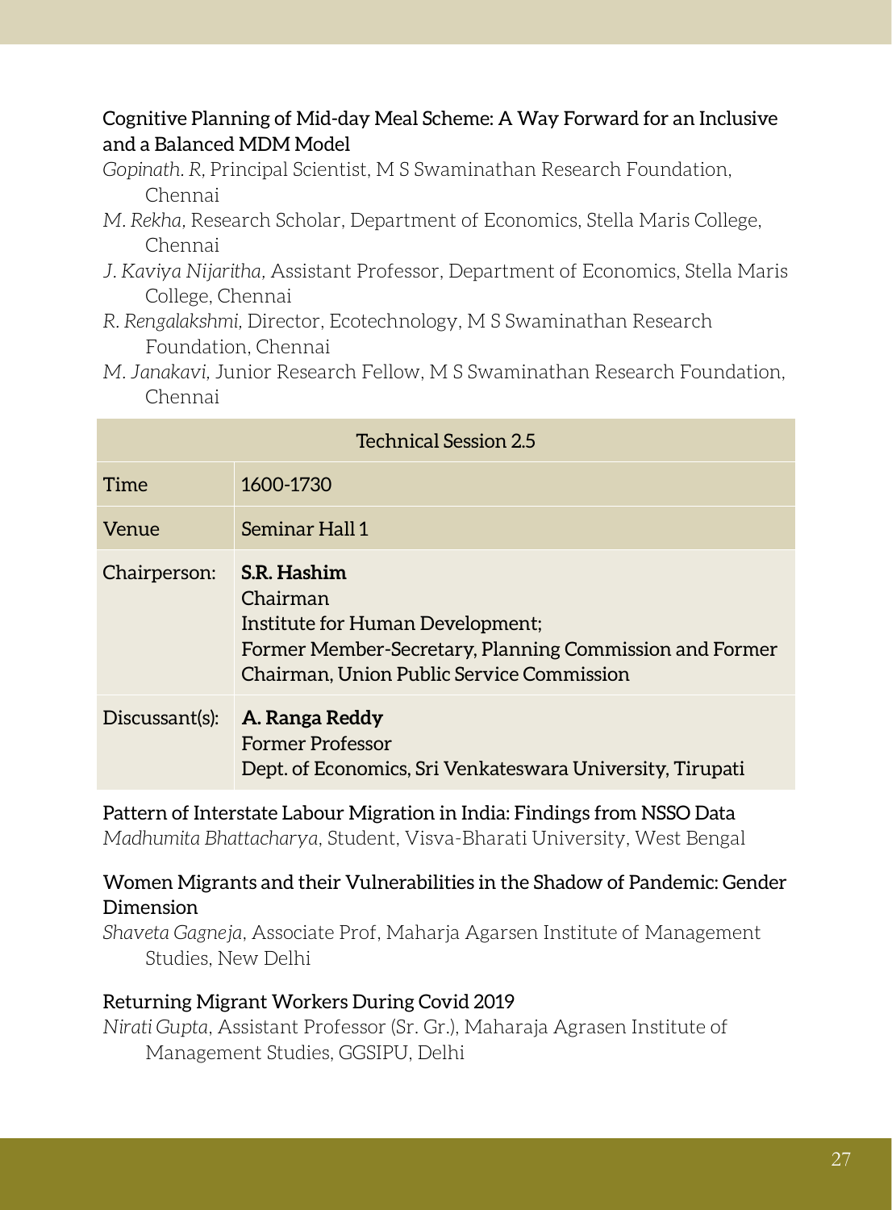Cognitive Planning of Mid-day Meal Scheme: A Way Forward for an Inclusive and a Balanced MDM Model

*Gopinath. R,* Principal Scientist, M S Swaminathan Research Foundation, Chennai

*M. Rekha,* Research Scholar, Department of Economics, Stella Maris College, Chennai

*J. Kaviya Nijaritha,* Assistant Professor, Department of Economics, Stella Maris College, Chennai

*R. Rengalakshmi,* Director, Ecotechnology, M S Swaminathan Research Foundation, Chennai

*M. Janakavi,* Junior Research Fellow, M S Swaminathan Research Foundation, Chennai

| Technical Session 2.5 | |
|---|---|
| Time | 1600-1730 |
| Venue | Seminar Hall 1 |
| Chairperson: | **S.R. Hashim**<br>Chairman<br>Institute for Human Development;<br>Former Member-Secretary, Planning Commission and Former Chairman, Union Public Service Commission |
| Discussant(s): | **A. Ranga Reddy**<br>Former Professor<br>Dept. of Economics, Sri Venkateswara University, Tirupati |

Pattern of Interstate Labour Migration in India: Findings from NSSO Data

*Madhumita Bhattacharya,* Student, Visva-Bharati University, West Bengal

Women Migrants and their Vulnerabilities in the Shadow of Pandemic: Gender Dimension

*Shaveta Gagneja*, Associate Prof, Maharja Agarsen Institute of Management Studies, New Delhi

Returning Migrant Workers During Covid 2019

*Nirati Gupta*, Assistant Professor (Sr. Gr.), Maharaja Agrasen Institute of Management Studies, GGSIPU, Delhi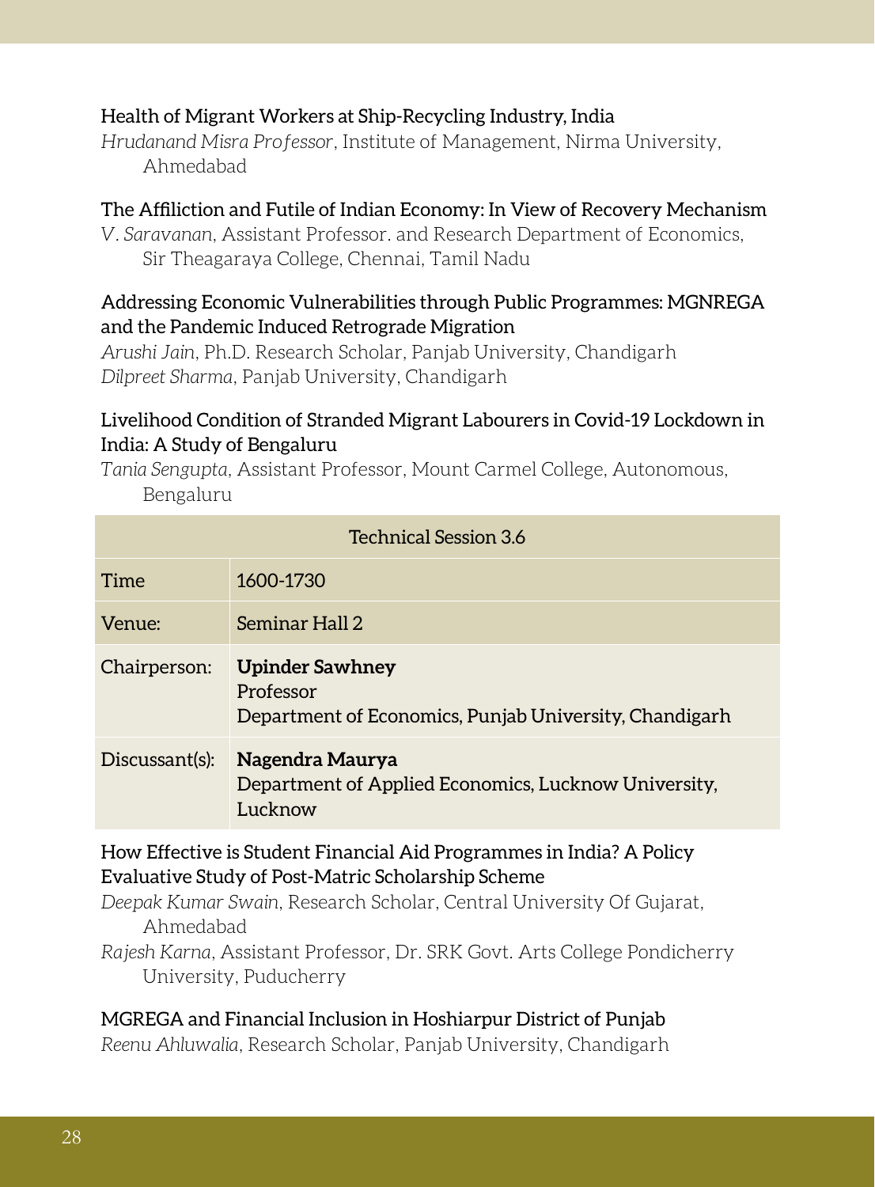Health of Migrant Workers at Ship-Recycling Industry, India

*Hrudanand Misra Professor*, Institute of Management, Nirma University, Ahmedabad

The Affiliction and Futile of Indian Economy: In View of Recovery Mechanism

*V. Saravanan*, Assistant Professor. and Research Department of Economics, Sir Theagaraya College, Chennai, Tamil Nadu

Addressing Economic Vulnerabilities through Public Programmes: MGNREGA and the Pandemic Induced Retrograde Migration

*Arushi Jain*, Ph.D. Research Scholar, Panjab University, Chandigarh
*Dilpreet Sharma*, Panjab University, Chandigarh

Livelihood Condition of Stranded Migrant Labourers in Covid-19 Lockdown in India: A Study of Bengaluru

*Tania Sengupta*, Assistant Professor, Mount Carmel College, Autonomous, Bengaluru

| Technical Session 3.6 | |
|---|---|
| Time | 1600-1730 |
| Venue: | Seminar Hall 2 |
| Chairperson: | **Upinder Sawhney**<br>Professor<br>Department of Economics, Punjab University, Chandigarh |
| Discussant(s): | **Nagendra Maurya**<br>Department of Applied Economics, Lucknow University, Lucknow |

How Effective is Student Financial Aid Programmes in India? A Policy Evaluative Study of Post-Matric Scholarship Scheme

*Deepak Kumar Swain*, Research Scholar, Central University Of Gujarat, Ahmedabad
*Rajesh Karna*, Assistant Professor, Dr. SRK Govt. Arts College Pondicherry University, Puducherry

MGREGA and Financial Inclusion in Hoshiarpur District of Punjab

*Reenu Ahluwalia*, Research Scholar, Panjab University, Chandigarh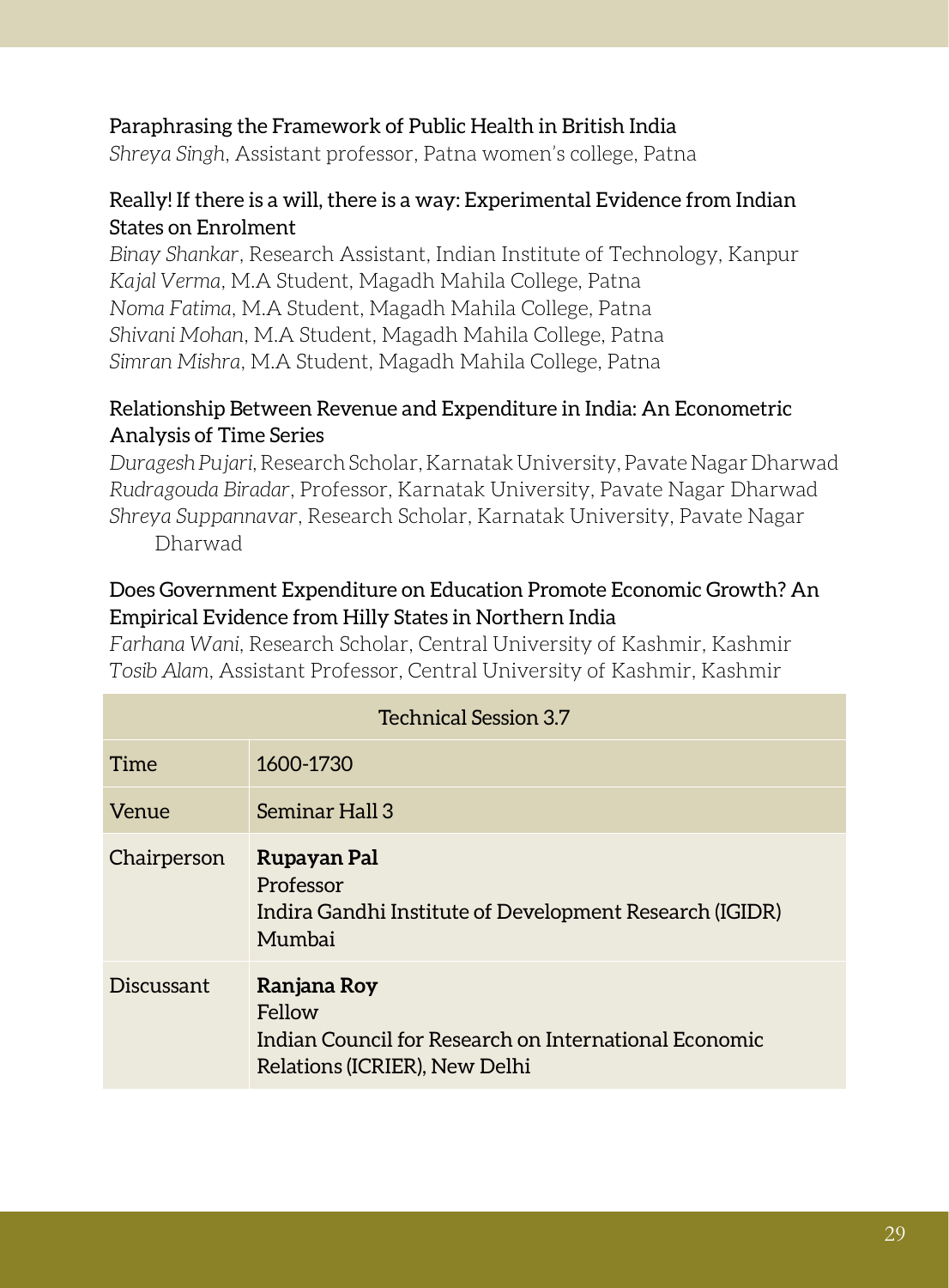### Paraphrasing the Framework of Public Health in British India

*Shreya Singh*, Assistant professor, Patna women's college, Patna

### Really! If there is a will, there is a way: Experimental Evidence from Indian States on Enrolment

*Binay Shankar*, Research Assistant, Indian Institute of Technology, Kanpur
*Kajal Verma*, M.A Student, Magadh Mahila College, Patna
*Noma Fatima*, M.A Student, Magadh Mahila College, Patna
*Shivani Mohan*, M.A Student, Magadh Mahila College, Patna
*Simran Mishra*, M.A Student, Magadh Mahila College, Patna

### Relationship Between Revenue and Expenditure in India: An Econometric Analysis of Time Series

*Duragesh Pujari*, Research Scholar, Karnatak University, Pavate Nagar Dharwad
*Rudragouda Biradar*, Professor, Karnatak University, Pavate Nagar Dharwad
*Shreya Suppannavar*, Research Scholar, Karnatak University, Pavate Nagar Dharwad

### Does Government Expenditure on Education Promote Economic Growth? An Empirical Evidence from Hilly States in Northern India

*Farhana Wani*, Research Scholar, Central University of Kashmir, Kashmir
*Tosib Alam*, Assistant Professor, Central University of Kashmir, Kashmir

| Technical Session 3.7 | |
|---|---|
| Time | 1600-1730 |
| Venue | Seminar Hall 3 |
| Chairperson | **Rupayan Pal**<br>Professor<br>Indira Gandhi Institute of Development Research (IGIDR)<br>Mumbai |
| Discussant | **Ranjana Roy**<br>Fellow<br>Indian Council for Research on International Economic Relations (ICRIER), New Delhi |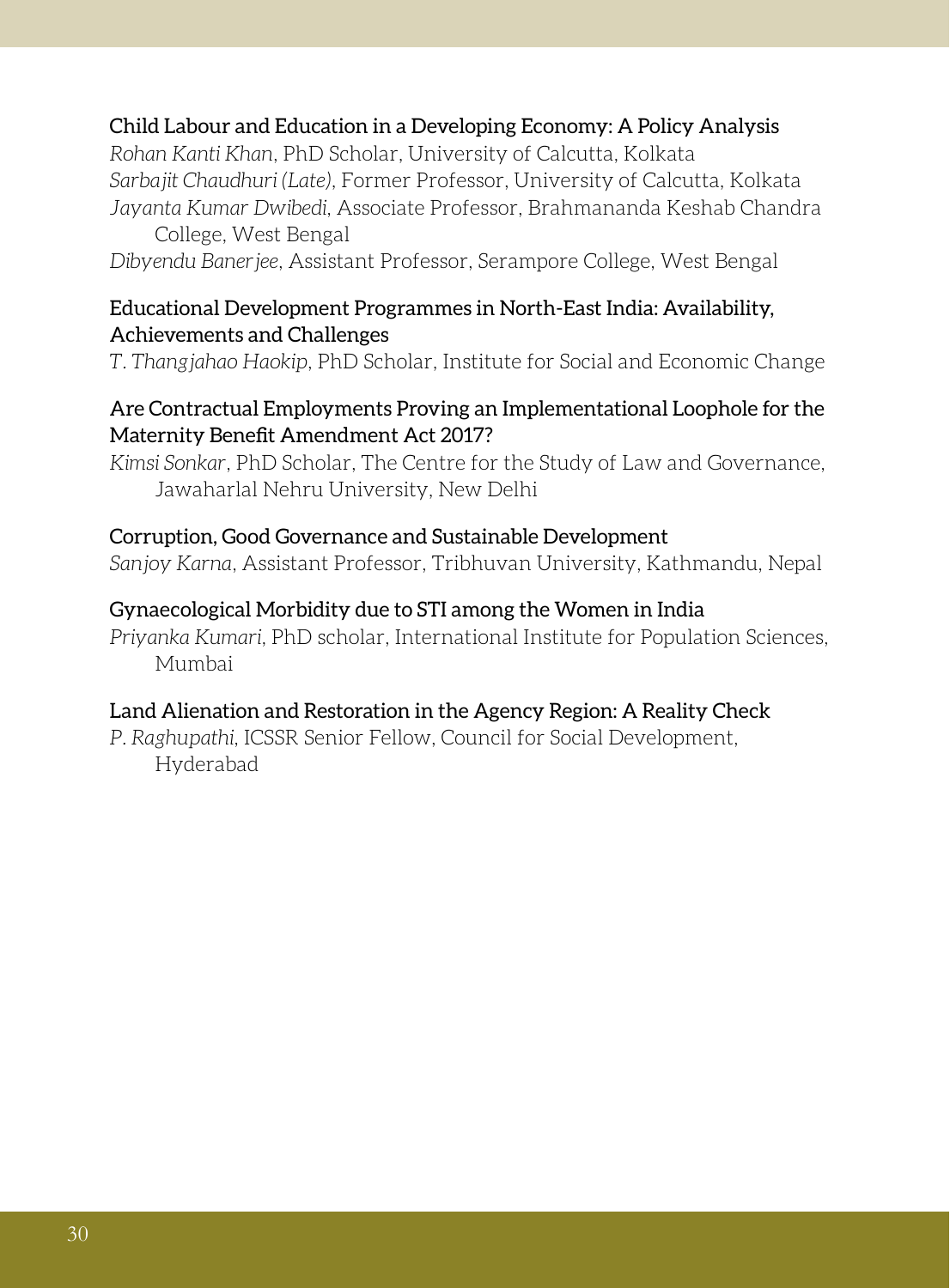**Child Labour and Education in a Developing Economy: A Policy Analysis**

*Rohan Kanti Khan*, PhD Scholar, University of Calcutta, Kolkata
*Sarbajit Chaudhuri (Late)*, Former Professor, University of Calcutta, Kolkata
*Jayanta Kumar Dwibedi*, Associate Professor, Brahmananda Keshab Chandra College, West Bengal
*Dibyendu Banerjee*, Assistant Professor, Serampore College, West Bengal

**Educational Development Programmes in North-East India: Availability, Achievements and Challenges**

*T. Thangjahao Haokip*, PhD Scholar, Institute for Social and Economic Change

**Are Contractual Employments Proving an Implementational Loophole for the Maternity Benefit Amendment Act 2017?**

*Kimsi Sonkar*, PhD Scholar, The Centre for the Study of Law and Governance, Jawaharlal Nehru University, New Delhi

**Corruption, Good Governance and Sustainable Development**

*Sanjoy Karna*, Assistant Professor, Tribhuvan University, Kathmandu, Nepal

**Gynaecological Morbidity due to STI among the Women in India**

*Priyanka Kumari*, PhD scholar, International Institute for Population Sciences, Mumbai

**Land Alienation and Restoration in the Agency Region: A Reality Check**

*P. Raghupathi*, ICSSR Senior Fellow, Council for Social Development, Hyderabad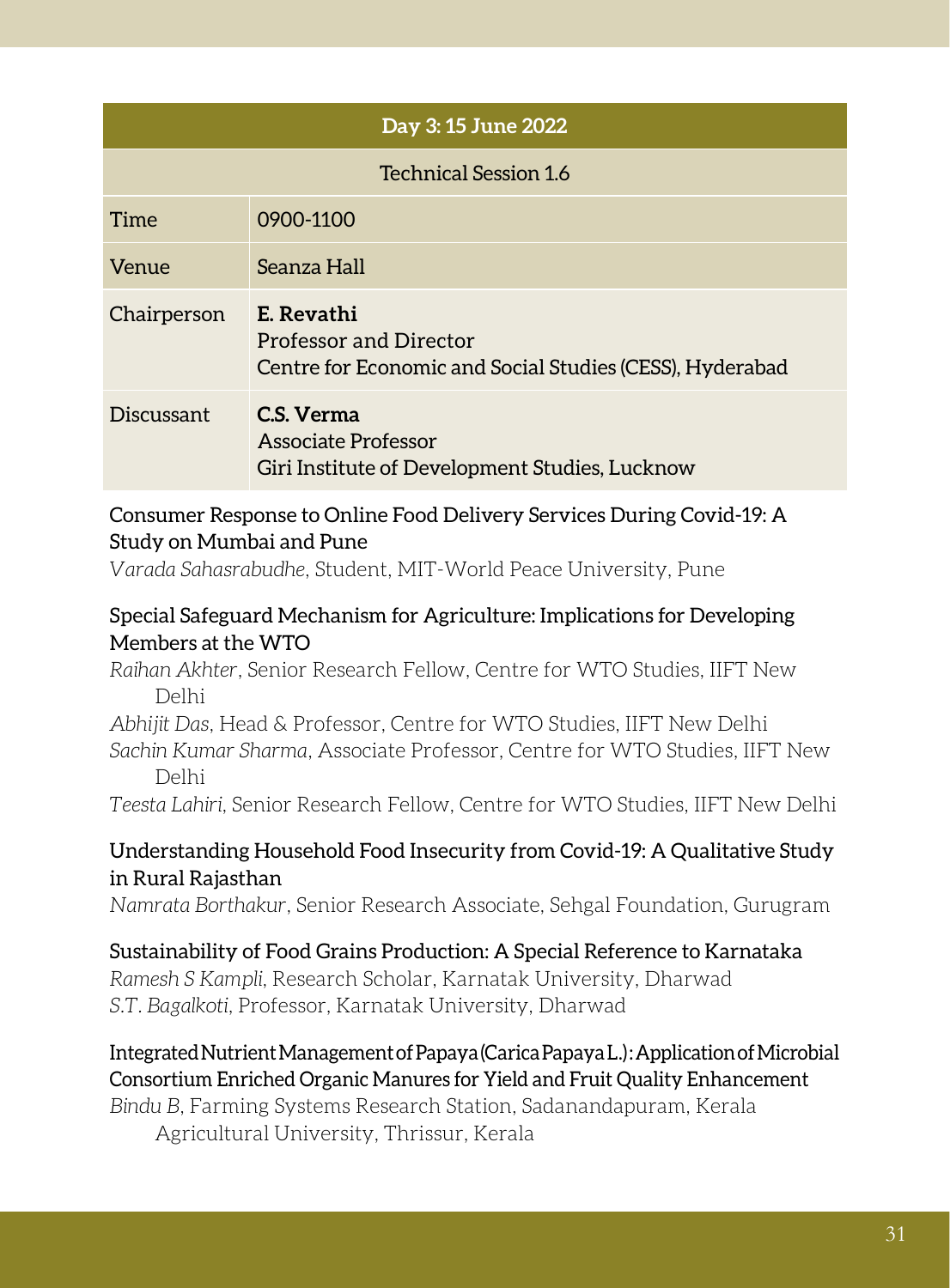| Day 3: 15 June 2022 | |
|---|---|
| Technical Session 1.6 | |
| Time | 0900-1100 |
| Venue | Seanza Hall |
| Chairperson | **E. Revathi**<br>Professor and Director<br>Centre for Economic and Social Studies (CESS), Hyderabad |
| Discussant | **C.S. Verma**<br>Associate Professor<br>Giri Institute of Development Studies, Lucknow |

Consumer Response to Online Food Delivery Services During Covid-19: A Study on Mumbai and Pune
*Varada Sahasrabudhe*, Student, MIT-World Peace University, Pune

Special Safeguard Mechanism for Agriculture: Implications for Developing Members at the WTO
*Raihan Akhter*, Senior Research Fellow, Centre for WTO Studies, IIFT New Delhi
*Abhijit Das*, Head & Professor, Centre for WTO Studies, IIFT New Delhi
*Sachin Kumar Sharma*, Associate Professor, Centre for WTO Studies, IIFT New Delhi
*Teesta Lahiri*, Senior Research Fellow, Centre for WTO Studies, IIFT New Delhi

Understanding Household Food Insecurity from Covid-19: A Qualitative Study in Rural Rajasthan
*Namrata Borthakur*, Senior Research Associate, Sehgal Foundation, Gurugram

Sustainability of Food Grains Production: A Special Reference to Karnataka
*Ramesh S Kampli*, Research Scholar, Karnatak University, Dharwad
*S.T. Bagalkoti*, Professor, Karnatak University, Dharwad

Integrated Nutrient Management of Papaya (Carica Papaya L.): Application of Microbial Consortium Enriched Organic Manures for Yield and Fruit Quality Enhancement
*Bindu B*, Farming Systems Research Station, Sadanandapuram, Kerala Agricultural University, Thrissur, Kerala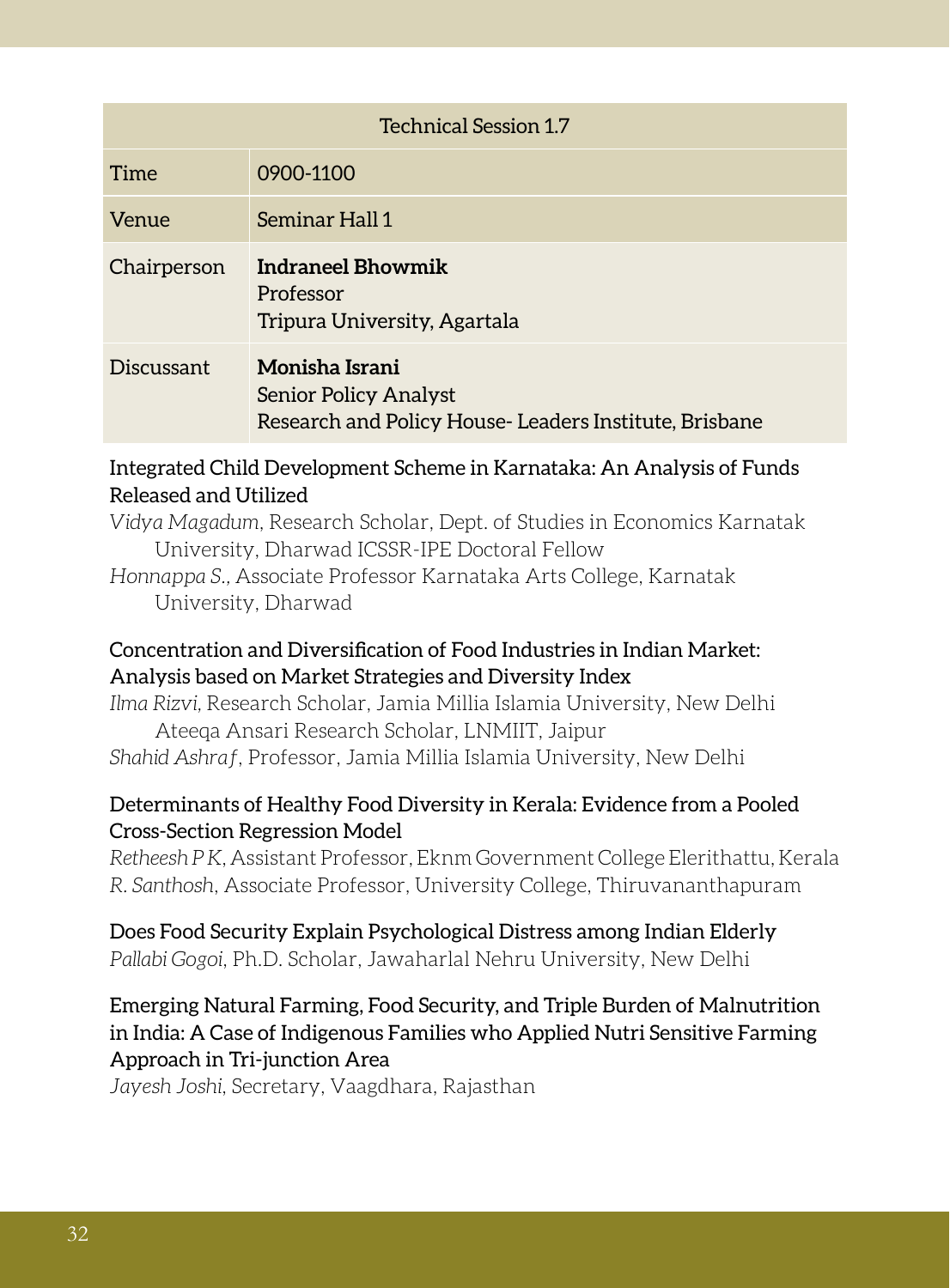| Technical Session 1.7 | |
|---|---|
| Time | 0900-1100 |
| Venue | Seminar Hall 1 |
| Chairperson | **Indraneel Bhowmik**<br>Professor<br>Tripura University, Agartala |
| Discussant | **Monisha Israni**<br>Senior Policy Analyst<br>Research and Policy House- Leaders Institute, Brisbane |

Integrated Child Development Scheme in Karnataka: An Analysis of Funds Released and Utilized

*Vidya Magadum*, Research Scholar, Dept. of Studies in Economics Karnatak University, Dharwad ICSSR-IPE Doctoral Fellow

*Honnappa S.*, Associate Professor Karnataka Arts College, Karnatak University, Dharwad

Concentration and Diversification of Food Industries in Indian Market: Analysis based on Market Strategies and Diversity Index

*Ilma Rizvi*, Research Scholar, Jamia Millia Islamia University, New Delhi

Ateeqa Ansari Research Scholar, LNMIIT, Jaipur

*Shahid Ashraf*, Professor, Jamia Millia Islamia University, New Delhi

Determinants of Healthy Food Diversity in Kerala: Evidence from a Pooled Cross-Section Regression Model

*Retheesh P K*, Assistant Professor, Eknm Government College Elerithattu, Kerala

*R. Santhosh*, Associate Professor, University College, Thiruvananthapuram

Does Food Security Explain Psychological Distress among Indian Elderly

*Pallabi Gogoi*, Ph.D. Scholar, Jawaharlal Nehru University, New Delhi

Emerging Natural Farming, Food Security, and Triple Burden of Malnutrition in India: A Case of Indigenous Families who Applied Nutri Sensitive Farming Approach in Tri-junction Area

*Jayesh Joshi*, Secretary, Vaagdhara, Rajasthan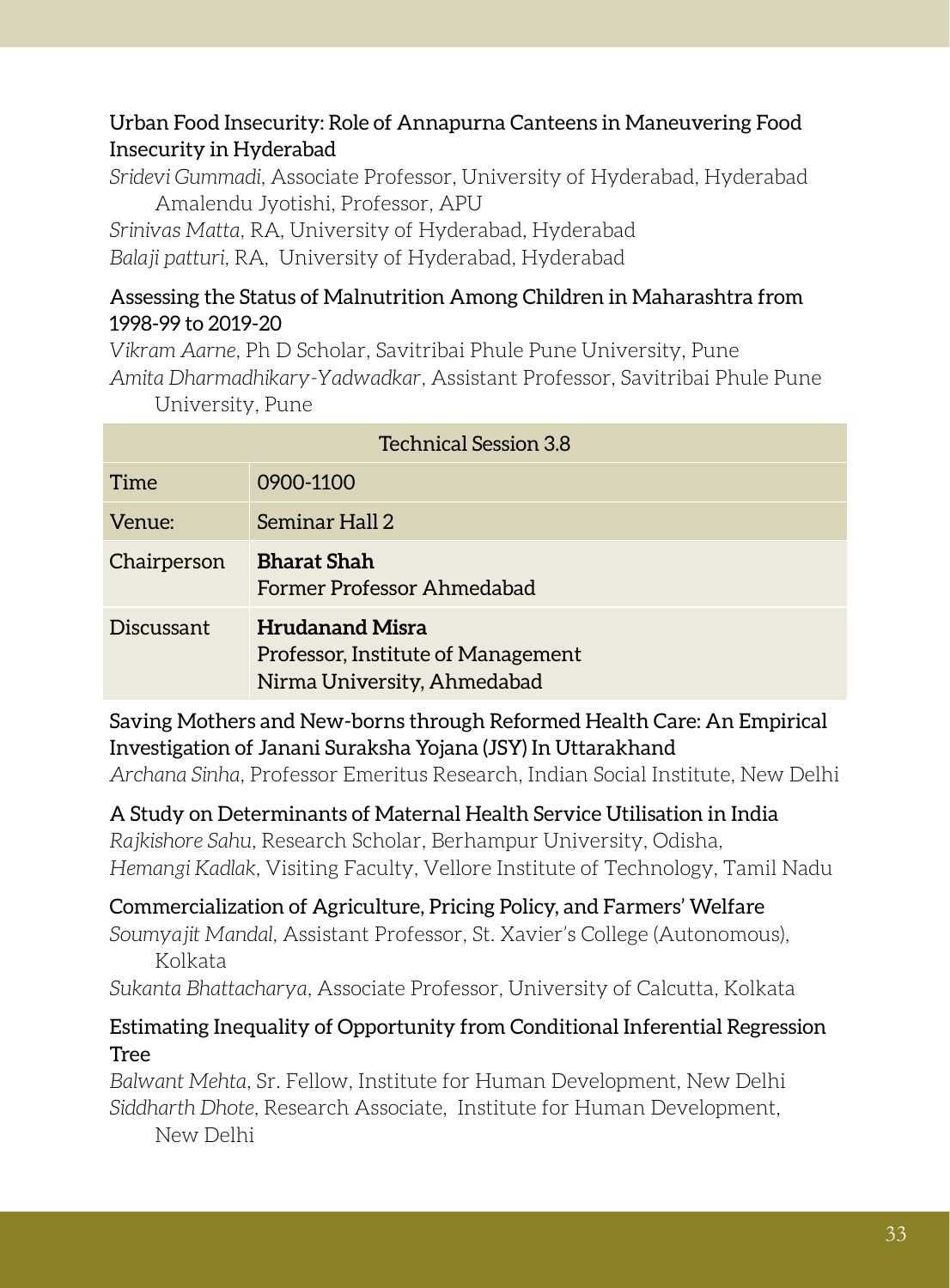**Urban Food Insecurity: Role of Annapurna Canteens in Maneuvering Food Insecurity in Hyderabad**

*Sridevi Gummadi*, Associate Professor, University of Hyderabad, Hyderabad
Amalendu Jyotishi, Professor, APU
*Srinivas Matta*, RA, University of Hyderabad, Hyderabad
*Balaji patturi*, RA, University of Hyderabad, Hyderabad

**Assessing the Status of Malnutrition Among Children in Maharashtra from 1998-99 to 2019-20**

*Vikram Aarne*, Ph D Scholar, Savitribai Phule Pune University, Pune
*Amita Dharmadhikary-Yadwadkar*, Assistant Professor, Savitribai Phule Pune University, Pune

| Technical Session 3.8 | |
|---|---|
| Time | 0900-1100 |
| Venue: | Seminar Hall 2 |
| Chairperson | **Bharat Shah**<br>Former Professor Ahmedabad |
| Discussant | **Hrudanand Misra**<br>Professor, Institute of Management<br>Nirma University, Ahmedabad |

**Saving Mothers and New-borns through Reformed Health Care: An Empirical Investigation of Janani Suraksha Yojana (JSY) In Uttarakhand**

*Archana Sinha*, Professor Emeritus Research, Indian Social Institute, New Delhi

**A Study on Determinants of Maternal Health Service Utilisation in India**

*Rajkishore Sahu*, Research Scholar, Berhampur University, Odisha,
*Hemangi Kadlak*, Visiting Faculty, Vellore Institute of Technology, Tamil Nadu

**Commercialization of Agriculture, Pricing Policy, and Farmers' Welfare**

*Soumyajit Mandal*, Assistant Professor, St. Xavier's College (Autonomous), Kolkata
*Sukanta Bhattacharya*, Associate Professor, University of Calcutta, Kolkata

**Estimating Inequality of Opportunity from Conditional Inferential Regression Tree**

*Balwant Mehta*, Sr. Fellow, Institute for Human Development, New Delhi
*Siddharth Dhote*, Research Associate, Institute for Human Development, New Delhi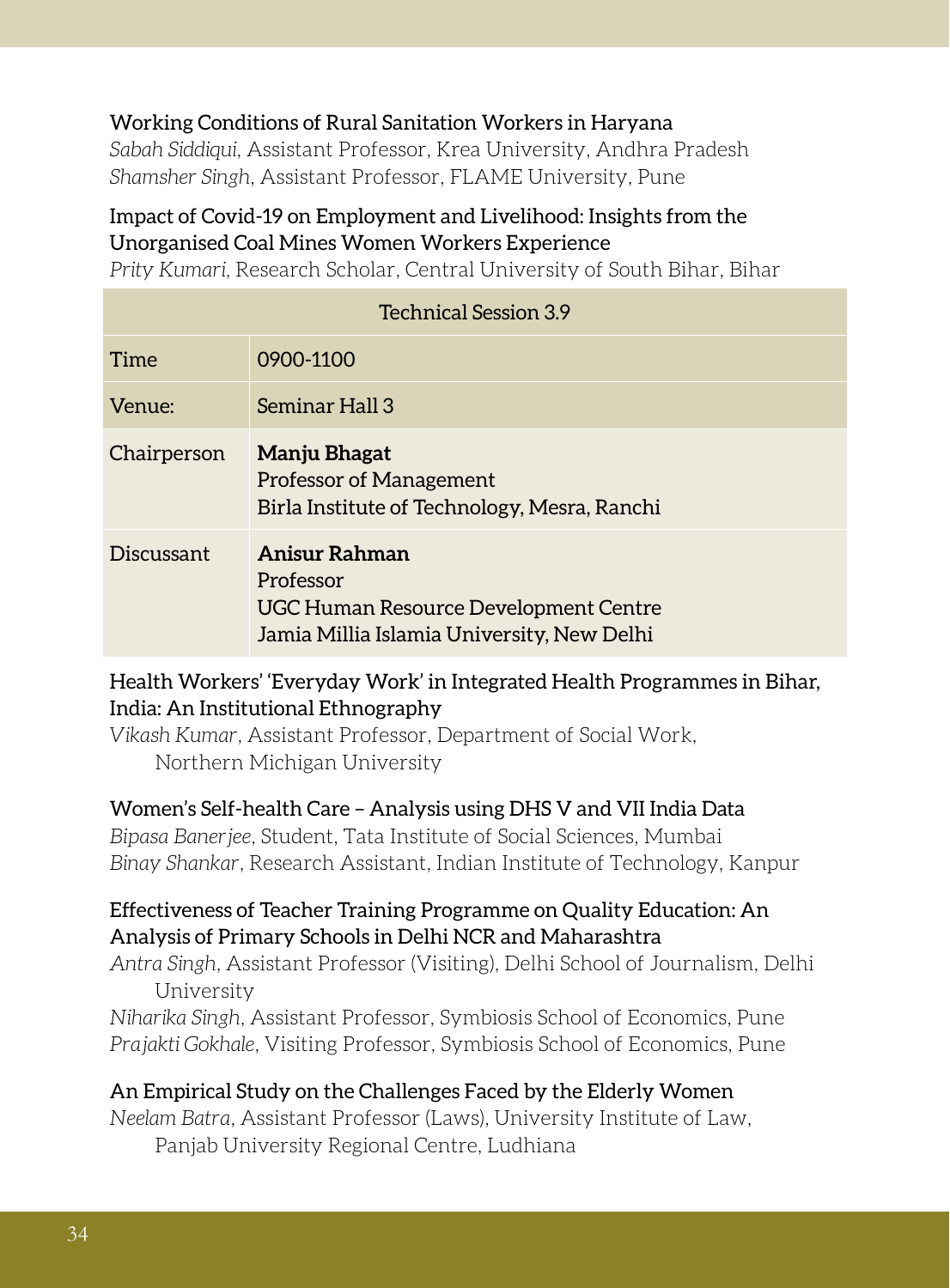Working Conditions of Rural Sanitation Workers in Haryana

*Sabah Siddiqui*, Assistant Professor, Krea University, Andhra Pradesh
*Shamsher Singh*, Assistant Professor, FLAME University, Pune

Impact of Covid-19 on Employment and Livelihood: Insights from the Unorganised Coal Mines Women Workers Experience

*Prity Kumari*, Research Scholar, Central University of South Bihar, Bihar

| Technical Session 3.9 | |
|---|---|
| Time | 0900-1100 |
| Venue: | Seminar Hall 3 |
| Chairperson | **Manju Bhagat**<br>Professor of Management<br>Birla Institute of Technology, Mesra, Ranchi |
| Discussant | **Anisur Rahman**<br>Professor<br>UGC Human Resource Development Centre<br>Jamia Millia Islamia University, New Delhi |

Health Workers' 'Everyday Work' in Integrated Health Programmes in Bihar, India: An Institutional Ethnography

*Vikash Kumar*, Assistant Professor, Department of Social Work, Northern Michigan University

Women's Self-health Care – Analysis using DHS V and VII India Data

*Bipasa Banerjee*, Student, Tata Institute of Social Sciences, Mumbai
*Binay Shankar*, Research Assistant, Indian Institute of Technology, Kanpur

Effectiveness of Teacher Training Programme on Quality Education: An Analysis of Primary Schools in Delhi NCR and Maharashtra

*Antra Singh*, Assistant Professor (Visiting), Delhi School of Journalism, Delhi University
*Niharika Singh*, Assistant Professor, Symbiosis School of Economics, Pune
*Prajakti Gokhale*, Visiting Professor, Symbiosis School of Economics, Pune

An Empirical Study on the Challenges Faced by the Elderly Women

*Neelam Batra*, Assistant Professor (Laws), University Institute of Law, Panjab University Regional Centre, Ludhiana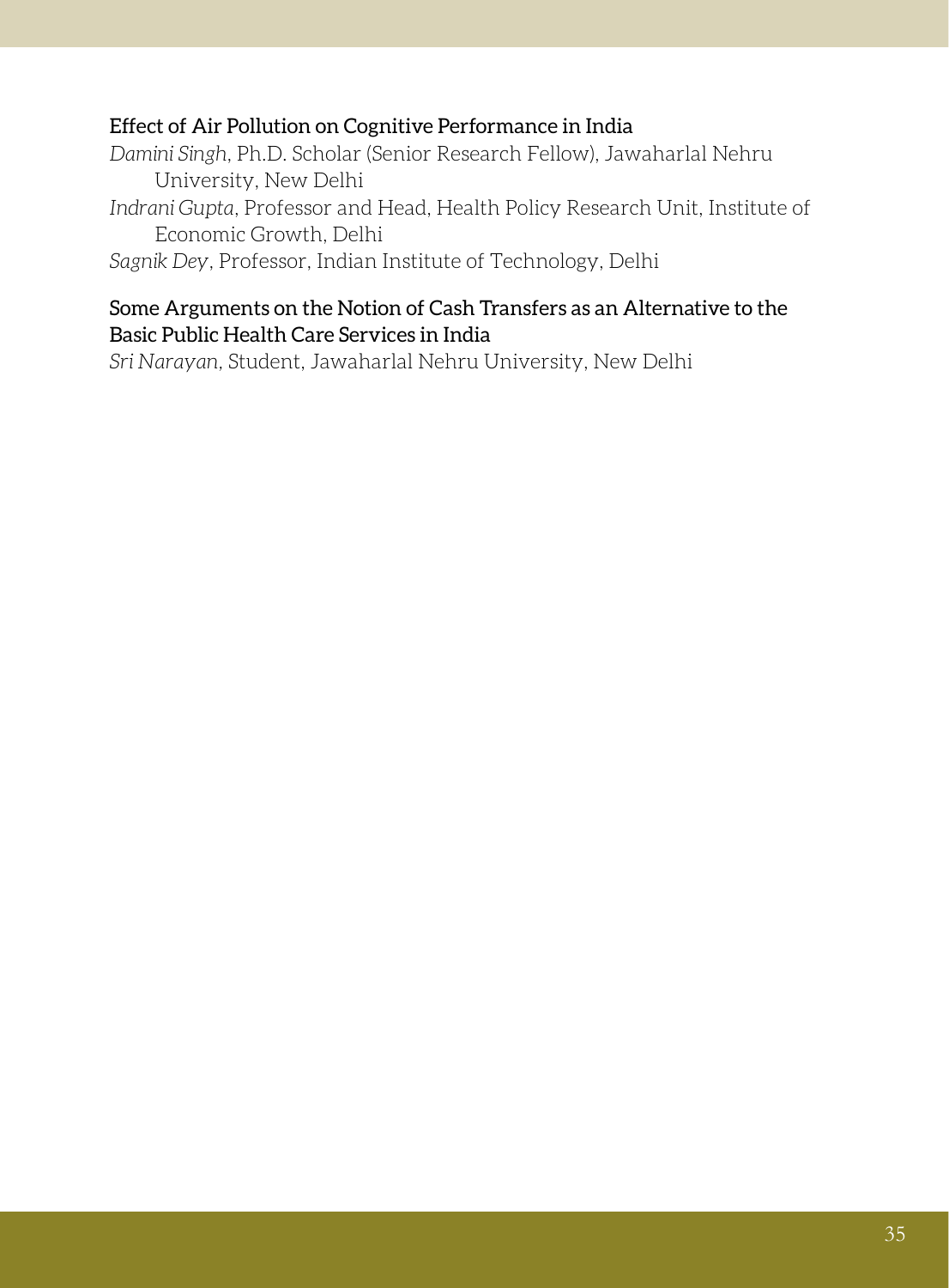Effect of Air Pollution on Cognitive Performance in India

*Damini Singh*, Ph.D. Scholar (Senior Research Fellow), Jawaharlal Nehru University, New Delhi

*Indrani Gupta*, Professor and Head, Health Policy Research Unit, Institute of Economic Growth, Delhi

*Sagnik Dey*, Professor, Indian Institute of Technology, Delhi

Some Arguments on the Notion of Cash Transfers as an Alternative to the Basic Public Health Care Services in India

*Sri Narayan*, Student, Jawaharlal Nehru University, New Delhi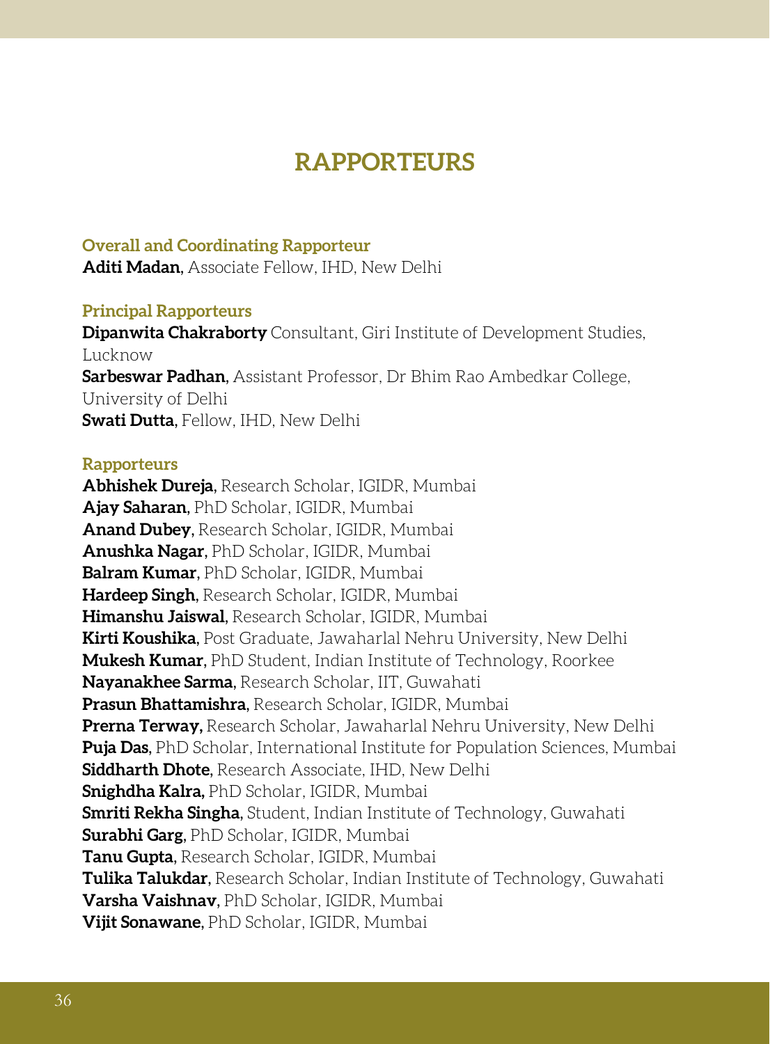# RAPPORTEURS

### Overall and Coordinating Rapporteur

**Aditi Madan**, Associate Fellow, IHD, New Delhi

### Principal Rapporteurs

**Dipanwita Chakraborty** Consultant, Giri Institute of Development Studies, Lucknow
**Sarbeswar Padhan**, Assistant Professor, Dr Bhim Rao Ambedkar College, University of Delhi
**Swati Dutta**, Fellow, IHD, New Delhi

### Rapporteurs

**Abhishek Dureja**, Research Scholar, IGIDR, Mumbai
**Ajay Saharan**, PhD Scholar, IGIDR, Mumbai
**Anand Dubey**, Research Scholar, IGIDR, Mumbai
**Anushka Nagar**, PhD Scholar, IGIDR, Mumbai
**Balram Kumar**, PhD Scholar, IGIDR, Mumbai
**Hardeep Singh**, Research Scholar, IGIDR, Mumbai
**Himanshu Jaiswal**, Research Scholar, IGIDR, Mumbai
**Kirti Koushika**, Post Graduate, Jawaharlal Nehru University, New Delhi
**Mukesh Kumar**, PhD Student, Indian Institute of Technology, Roorkee
**Nayanakhee Sarma**, Research Scholar, IIT, Guwahati
**Prasun Bhattamishra**, Research Scholar, IGIDR, Mumbai
**Prerna Terway**, Research Scholar, Jawaharlal Nehru University, New Delhi
**Puja Das**, PhD Scholar, International Institute for Population Sciences, Mumbai
**Siddharth Dhote**, Research Associate, IHD, New Delhi
**Snighdha Kalra**, PhD Scholar, IGIDR, Mumbai
**Smriti Rekha Singha**, Student, Indian Institute of Technology, Guwahati
**Surabhi Garg**, PhD Scholar, IGIDR, Mumbai
**Tanu Gupta**, Research Scholar, IGIDR, Mumbai
**Tulika Talukdar**, Research Scholar, Indian Institute of Technology, Guwahati
**Varsha Vaishnav**, PhD Scholar, IGIDR, Mumbai
**Vijit Sonawane**, PhD Scholar, IGIDR, Mumbai